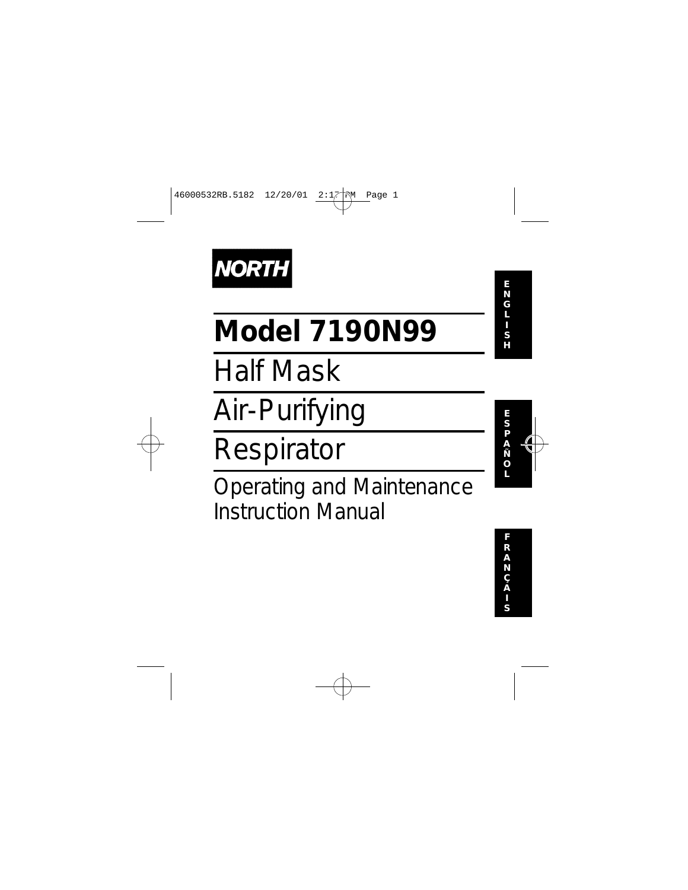NORTH

# Model 7190N99

## Half Mask

## Air-Purifying

## Respirator

Operating and Maintenance Instruction Manual

ENGLISH

ESPAÑOL

FRANÇAIS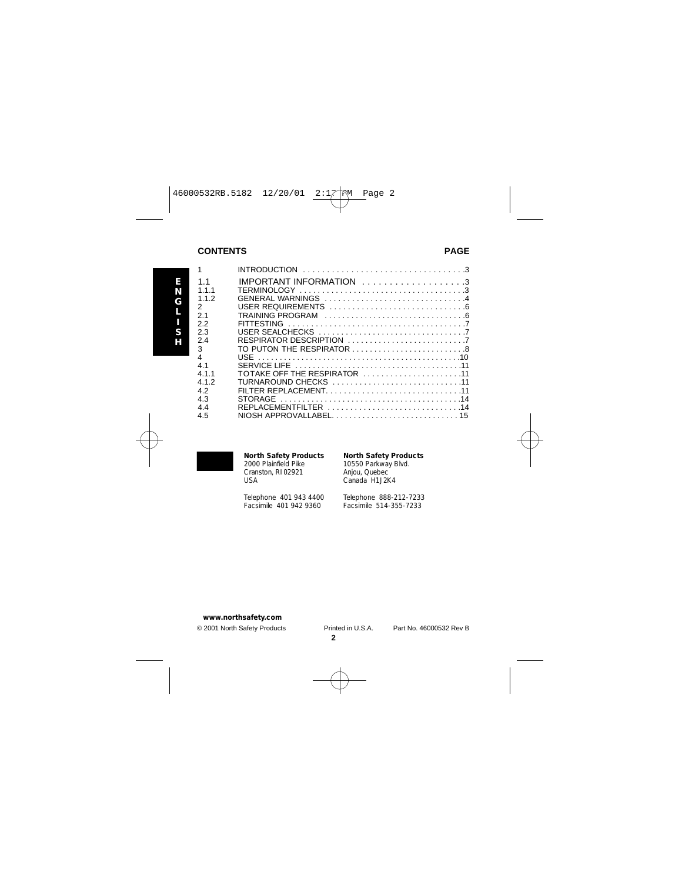## CONTENTS

| | | PAGE |
|---|---|---|
| 1 | INTRODUCTION | 3 |
| 1.1 | IMPORTANT INFORMATION | 3 |
| 1.1.1 | TERMINOLOGY | 3 |
| 1.1.2 | GENERAL WARNINGS | 4 |
| 2 | USER REQUIREMENTS | 6 |
| 2.1 | TRAINING PROGRAM | 6 |
| 2.2 | FITTESTING | 7 |
| 2.3 | USER SEALCHECKS | 7 |
| 2.4 | RESPIRATOR DESCRIPTION | 7 |
| 3 | TO PUTON THE RESPIRATOR | 8 |
| 4 | USE | 10 |
| 4.1 | SERVICE LIFE | 11 |
| 4.1.1 | TOTAKE OFF THE RESPIRATOR | 11 |
| 4.1.2 | TURNAROUND CHECKS | 11 |
| 4.2 | FILTER REPLACEMENT | 11 |
| 4.3 | STORAGE | 14 |
| 4.4 | REPLACEMENTFILTER | 14 |
| 4.5 | NIOSH APPROVALLABEL | 15 |

**North Safety Products**
2000 Plainfield Pike
Cranston, RI 02921
USA

Telephone 401 943 4400
Facsimile 401 942 9360

**North Safety Products**
10550 Parkway Blvd.
Anjou, Quebec
Canada H1J2K4

Telephone 888-212-7233
Facsimile 514-355-7233

**www.northsafety.com**

© 2001 North Safety Products    Printed in U.S.A.    Part No. 46000532 Rev B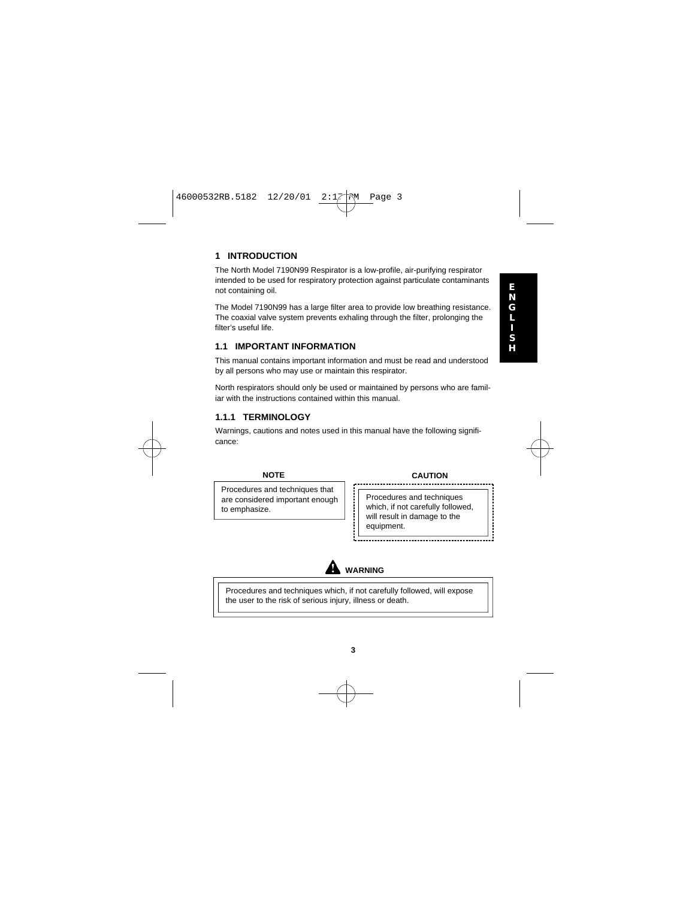# 1 INTRODUCTION

The North Model 7190N99 Respirator is a low-profile, air-purifying respirator intended to be used for respiratory protection against particulate contaminants not containing oil.

The Model 7190N99 has a large filter area to provide low breathing resistance. The coaxial valve system prevents exhaling through the filter, prolonging the filter's useful life.

## 1.1 IMPORTANT INFORMATION

This manual contains important information and must be read and understood by all persons who may use or maintain this respirator.

North respirators should only be used or maintained by persons who are familiar with the instructions contained within this manual.

### 1.1.1 TERMINOLOGY

Warnings, cautions and notes used in this manual have the following significance:

**NOTE**

Procedures and techniques that are considered important enough to emphasize.

**CAUTION**

Procedures and techniques which, if not carefully followed, will result in damage to the equipment.

**WARNING**

Procedures and techniques which, if not carefully followed, will expose the user to the risk of serious injury, illness or death.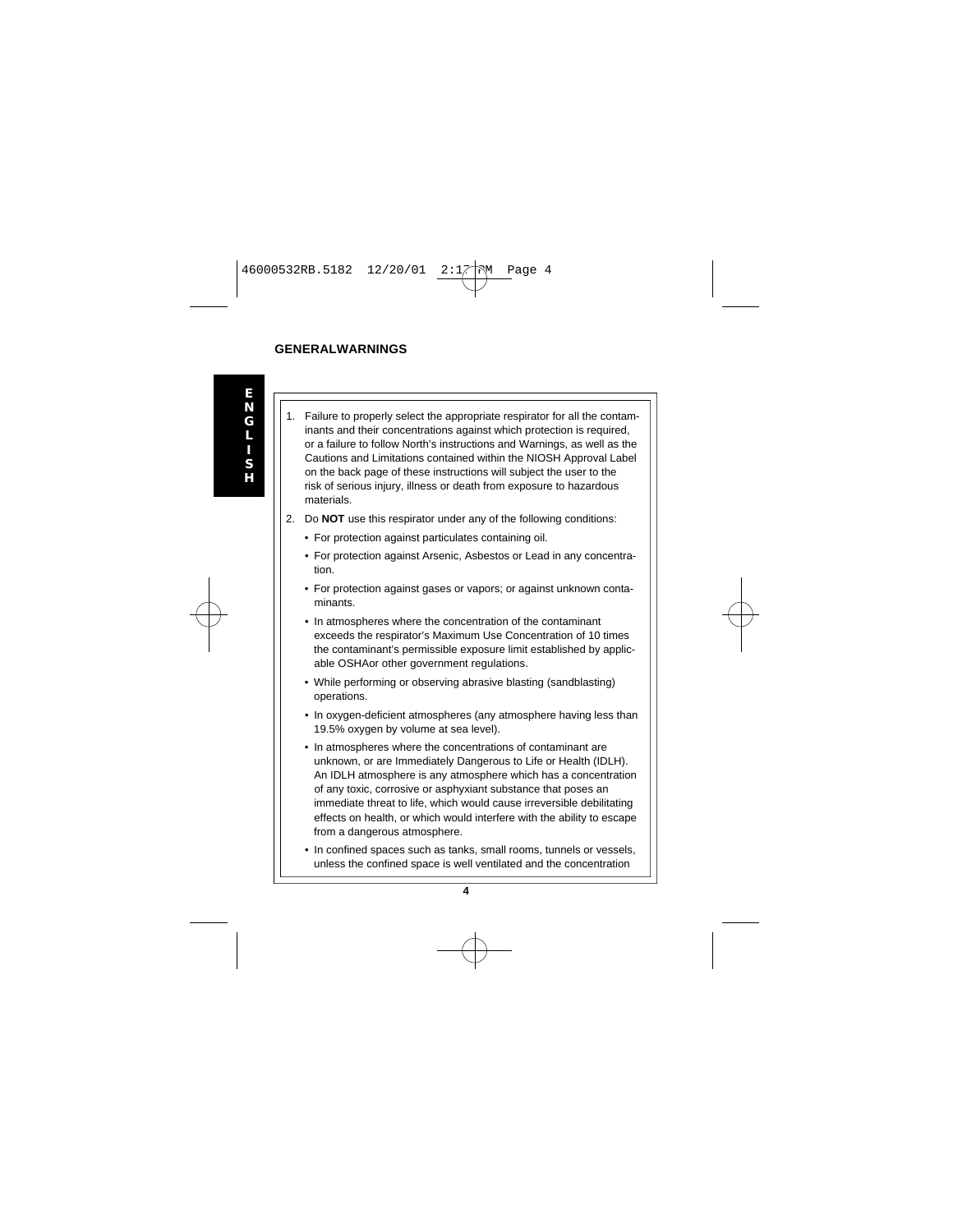## GENERALWARNINGS

1. Failure to properly select the appropriate respirator for all the contaminants and their concentrations against which protection is required, or a failure to follow North's instructions and Warnings, as well as the Cautions and Limitations contained within the NIOSH Approval Label on the back page of these instructions will subject the user to the risk of serious injury, illness or death from exposure to hazardous materials.
2. Do **NOT** use this respirator under any of the following conditions:
   - For protection against particulates containing oil.
   - For protection against Arsenic, Asbestos or Lead in any concentration.
   - For protection against gases or vapors; or against unknown contaminants.
   - In atmospheres where the concentration of the contaminant exceeds the respirator's Maximum Use Concentration of 10 times the contaminant's permissible exposure limit established by applicable OSHAor other government regulations.
   - While performing or observing abrasive blasting (sandblasting) operations.
   - In oxygen-deficient atmospheres (any atmosphere having less than 19.5% oxygen by volume at sea level).
   - In atmospheres where the concentrations of contaminant are unknown, or are Immediately Dangerous to Life or Health (IDLH). An IDLH atmosphere is any atmosphere which has a concentration of any toxic, corrosive or asphyxiant substance that poses an immediate threat to life, which would cause irreversible debilitating effects on health, or which would interfere with the ability to escape from a dangerous atmosphere.
   - In confined spaces such as tanks, small rooms, tunnels or vessels, unless the confined space is well ventilated and the concentration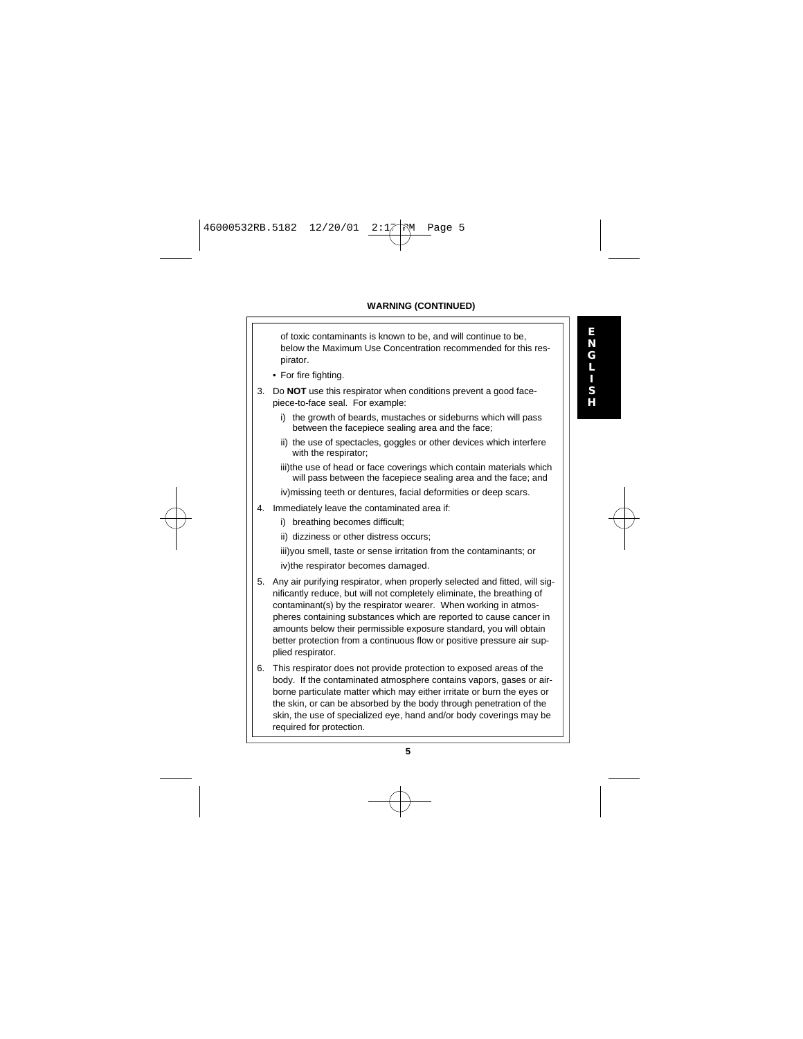**WARNING (CONTINUED)**

of toxic contaminants is known to be, and will continue to be, below the Maximum Use Concentration recommended for this respirator.

- For fire fighting.

3. Do **NOT** use this respirator when conditions prevent a good facepiece-to-face seal. For example:

   i) the growth of beards, mustaches or sideburns which will pass between the facepiece sealing area and the face;

   ii) the use of spectacles, goggles or other devices which interfere with the respirator;

   iii) the use of head or face coverings which contain materials which will pass between the facepiece sealing area and the face; and

   iv) missing teeth or dentures, facial deformities or deep scars.

4. Immediately leave the contaminated area if:

   i) breathing becomes difficult;

   ii) dizziness or other distress occurs;

   iii) you smell, taste or sense irritation from the contaminants; or

   iv) the respirator becomes damaged.

5. Any air purifying respirator, when properly selected and fitted, will significantly reduce, but will not completely eliminate, the breathing of contaminant(s) by the respirator wearer. When working in atmospheres containing substances which are reported to cause cancer in amounts below their permissible exposure standard, you will obtain better protection from a continuous flow or positive pressure air supplied respirator.

6. This respirator does not provide protection to exposed areas of the body. If the contaminated atmosphere contains vapors, gases or airborne particulate matter which may either irritate or burn the eyes or the skin, or can be absorbed by the body through penetration of the skin, the use of specialized eye, hand and/or body coverings may be required for protection.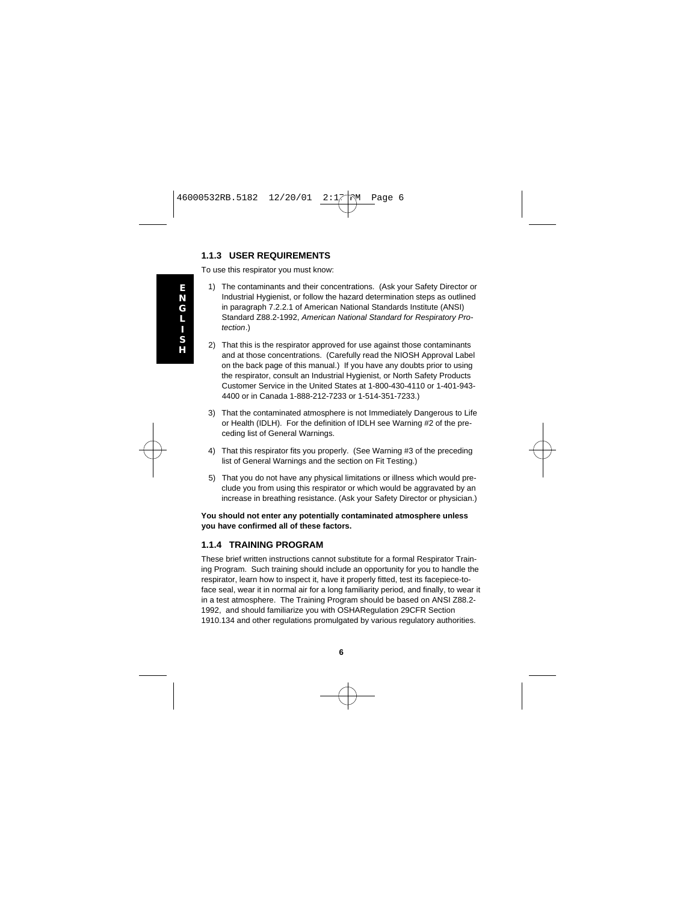### 1.1.3 USER REQUIREMENTS

To use this respirator you must know:

1) The contaminants and their concentrations. (Ask your Safety Director or Industrial Hygienist, or follow the hazard determination steps as outlined in paragraph 7.2.2.1 of American National Standards Institute (ANSI) Standard Z88.2-1992, *American National Standard for Respiratory Protection*.)

2) That this is the respirator approved for use against those contaminants and at those concentrations. (Carefully read the NIOSH Approval Label on the back page of this manual.) If you have any doubts prior to using the respirator, consult an Industrial Hygienist, or North Safety Products Customer Service in the United States at 1-800-430-4110 or 1-401-943-4400 or in Canada 1-888-212-7233 or 1-514-351-7233.)

3) That the contaminated atmosphere is not Immediately Dangerous to Life or Health (IDLH). For the definition of IDLH see Warning #2 of the preceding list of General Warnings.

4) That this respirator fits you properly. (See Warning #3 of the preceding list of General Warnings and the section on Fit Testing.)

5) That you do not have any physical limitations or illness which would preclude you from using this respirator or which would be aggravated by an increase in breathing resistance. (Ask your Safety Director or physician.)

**You should not enter any potentially contaminated atmosphere unless you have confirmed all of these factors.**

### 1.1.4 TRAINING PROGRAM

These brief written instructions cannot substitute for a formal Respirator Training Program. Such training should include an opportunity for you to handle the respirator, learn how to inspect it, have it properly fitted, test its facepiece-to-face seal, wear it in normal air for a long familiarity period, and finally, to wear it in a test atmosphere. The Training Program should be based on ANSI Z88.2-1992, and should familiarize you with OSHARegulation 29CFR Section 1910.134 and other regulations promulgated by various regulatory authorities.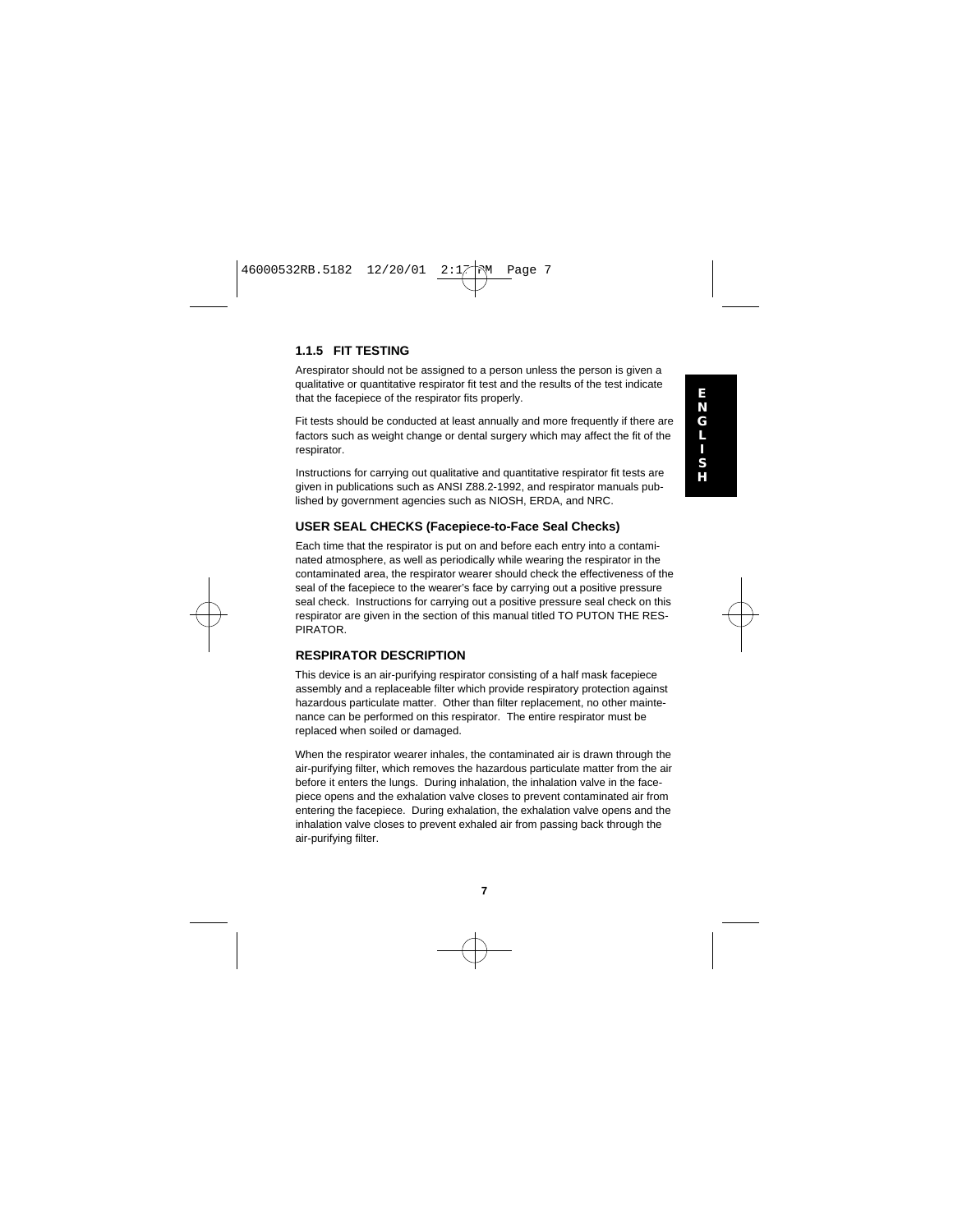### 1.1.5 FIT TESTING

Arespirator should not be assigned to a person unless the person is given a qualitative or quantitative respirator fit test and the results of the test indicate that the facepiece of the respirator fits properly.

Fit tests should be conducted at least annually and more frequently if there are factors such as weight change or dental surgery which may affect the fit of the respirator.

Instructions for carrying out qualitative and quantitative respirator fit tests are given in publications such as ANSI Z88.2-1992, and respirator manuals published by government agencies such as NIOSH, ERDA, and NRC.

### USER SEAL CHECKS (Facepiece-to-Face Seal Checks)

Each time that the respirator is put on and before each entry into a contaminated atmosphere, as well as periodically while wearing the respirator in the contaminated area, the respirator wearer should check the effectiveness of the seal of the facepiece to the wearer's face by carrying out a positive pressure seal check. Instructions for carrying out a positive pressure seal check on this respirator are given in the section of this manual titled TO PUTON THE RESPIRATOR.

### RESPIRATOR DESCRIPTION

This device is an air-purifying respirator consisting of a half mask facepiece assembly and a replaceable filter which provide respiratory protection against hazardous particulate matter. Other than filter replacement, no other maintenance can be performed on this respirator. The entire respirator must be replaced when soiled or damaged.

When the respirator wearer inhales, the contaminated air is drawn through the air-purifying filter, which removes the hazardous particulate matter from the air before it enters the lungs. During inhalation, the inhalation valve in the facepiece opens and the exhalation valve closes to prevent contaminated air from entering the facepiece. During exhalation, the exhalation valve opens and the inhalation valve closes to prevent exhaled air from passing back through the air-purifying filter.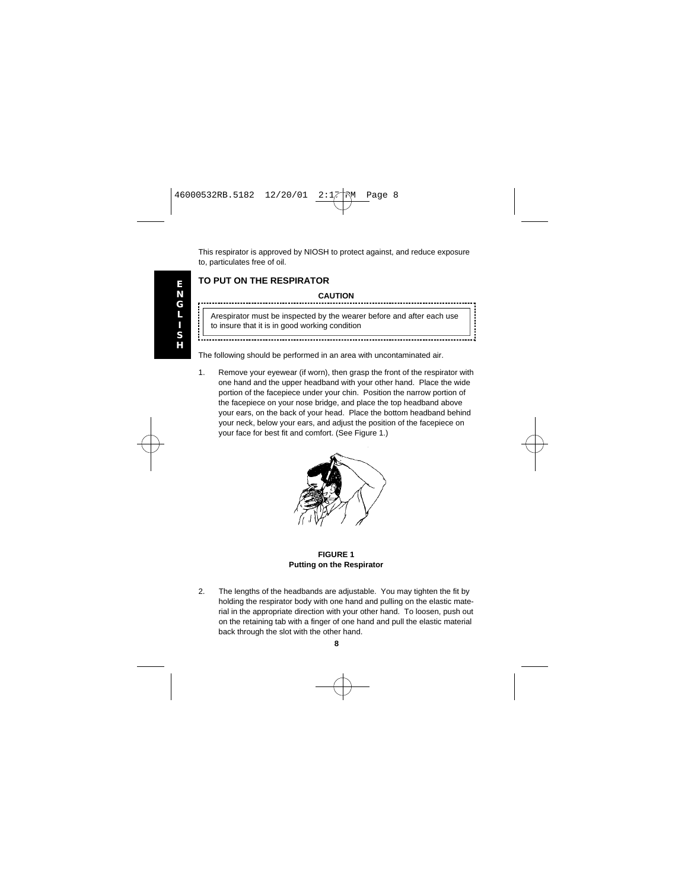This respirator is approved by NIOSH to protect against, and reduce exposure to, particulates free of oil.

## TO PUT ON THE RESPIRATOR

**CAUTION**

Arespirator must be inspected by the wearer before and after each use to insure that it is in good working condition

The following should be performed in an area with uncontaminated air.

1. Remove your eyewear (if worn), then grasp the front of the respirator with one hand and the upper headband with your other hand. Place the wide portion of the facepiece under your chin. Position the narrow portion of the facepiece on your nose bridge, and place the top headband above your ears, on the back of your head. Place the bottom headband behind your neck, below your ears, and adjust the position of the facepiece on your face for best fit and comfort. (See Figure 1.)

**FIGURE 1**
**Putting on the Respirator**

2. The lengths of the headbands are adjustable. You may tighten the fit by holding the respirator body with one hand and pulling on the elastic material in the appropriate direction with your other hand. To loosen, push out on the retaining tab with a finger of one hand and pull the elastic material back through the slot with the other hand.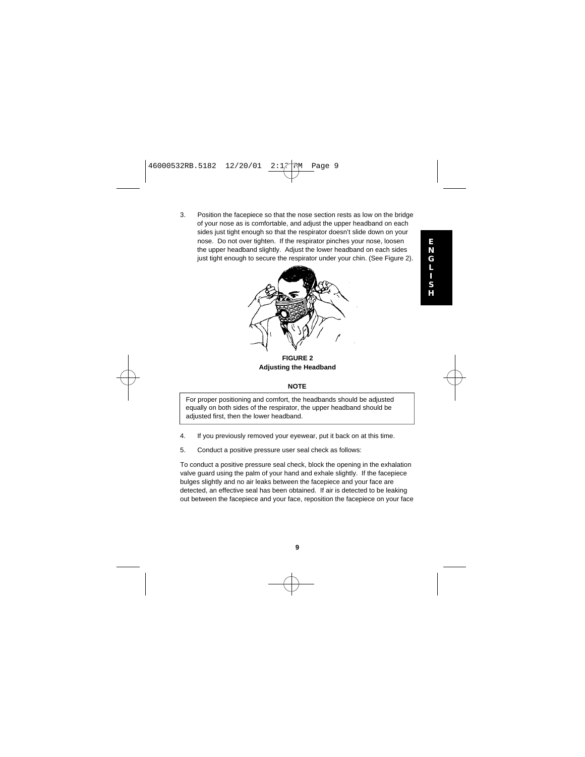3. Position the facepiece so that the nose section rests as low on the bridge of your nose as is comfortable, and adjust the upper headband on each sides just tight enough so that the respirator doesn't slide down on your nose. Do not over tighten. If the respirator pinches your nose, loosen the upper headband slightly. Adjust the lower headband on each sides just tight enough to secure the respirator under your chin. (See Figure 2).

**FIGURE 2**
**Adjusting the Headband**

**NOTE**

For proper positioning and comfort, the headbands should be adjusted equally on both sides of the respirator, the upper headband should be adjusted first, then the lower headband.

4. If you previously removed your eyewear, put it back on at this time.

5. Conduct a positive pressure user seal check as follows:

To conduct a positive pressure seal check, block the opening in the exhalation valve guard using the palm of your hand and exhale slightly. If the facepiece bulges slightly and no air leaks between the facepiece and your face are detected, an effective seal has been obtained. If air is detected to be leaking out between the facepiece and your face, reposition the facepiece on your face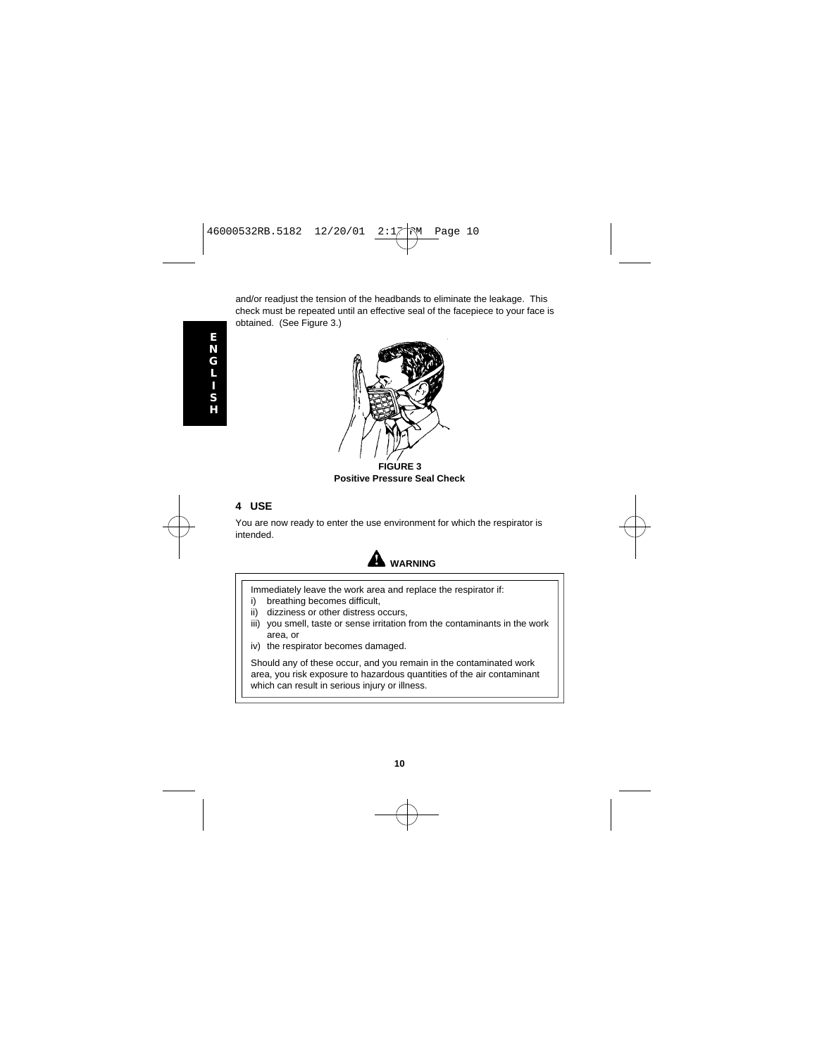and/or readjust the tension of the headbands to eliminate the leakage. This check must be repeated until an effective seal of the facepiece to your face is obtained. (See Figure 3.)

**FIGURE 3**
**Positive Pressure Seal Check**

## 4 USE

You are now ready to enter the use environment for which the respirator is intended.

**WARNING**

Immediately leave the work area and replace the respirator if:

i) breathing becomes difficult,
ii) dizziness or other distress occurs,
iii) you smell, taste or sense irritation from the contaminants in the work area, or
iv) the respirator becomes damaged.

Should any of these occur, and you remain in the contaminated work area, you risk exposure to hazardous quantities of the air contaminant which can result in serious injury or illness.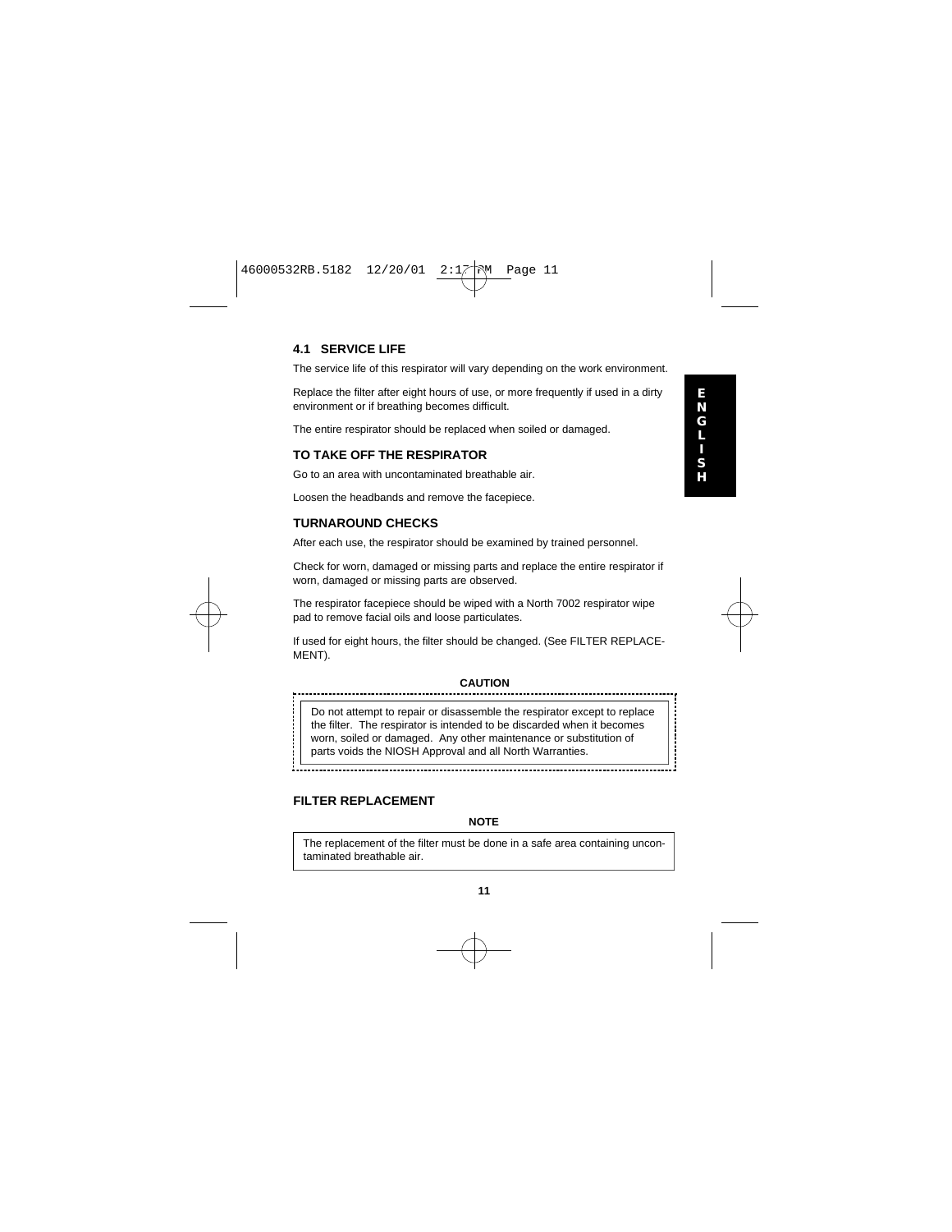### 4.1 SERVICE LIFE

The service life of this respirator will vary depending on the work environment.

Replace the filter after eight hours of use, or more frequently if used in a dirty environment or if breathing becomes difficult.

The entire respirator should be replaced when soiled or damaged.

### TO TAKE OFF THE RESPIRATOR

Go to an area with uncontaminated breathable air.

Loosen the headbands and remove the facepiece.

### TURNAROUND CHECKS

After each use, the respirator should be examined by trained personnel.

Check for worn, damaged or missing parts and replace the entire respirator if worn, damaged or missing parts are observed.

The respirator facepiece should be wiped with a North 7002 respirator wipe pad to remove facial oils and loose particulates.

If used for eight hours, the filter should be changed. (See FILTER REPLACEMENT).

**CAUTION**

Do not attempt to repair or disassemble the respirator except to replace the filter. The respirator is intended to be discarded when it becomes worn, soiled or damaged. Any other maintenance or substitution of parts voids the NIOSH Approval and all North Warranties.

### FILTER REPLACEMENT

**NOTE**

The replacement of the filter must be done in a safe area containing uncontaminated breathable air.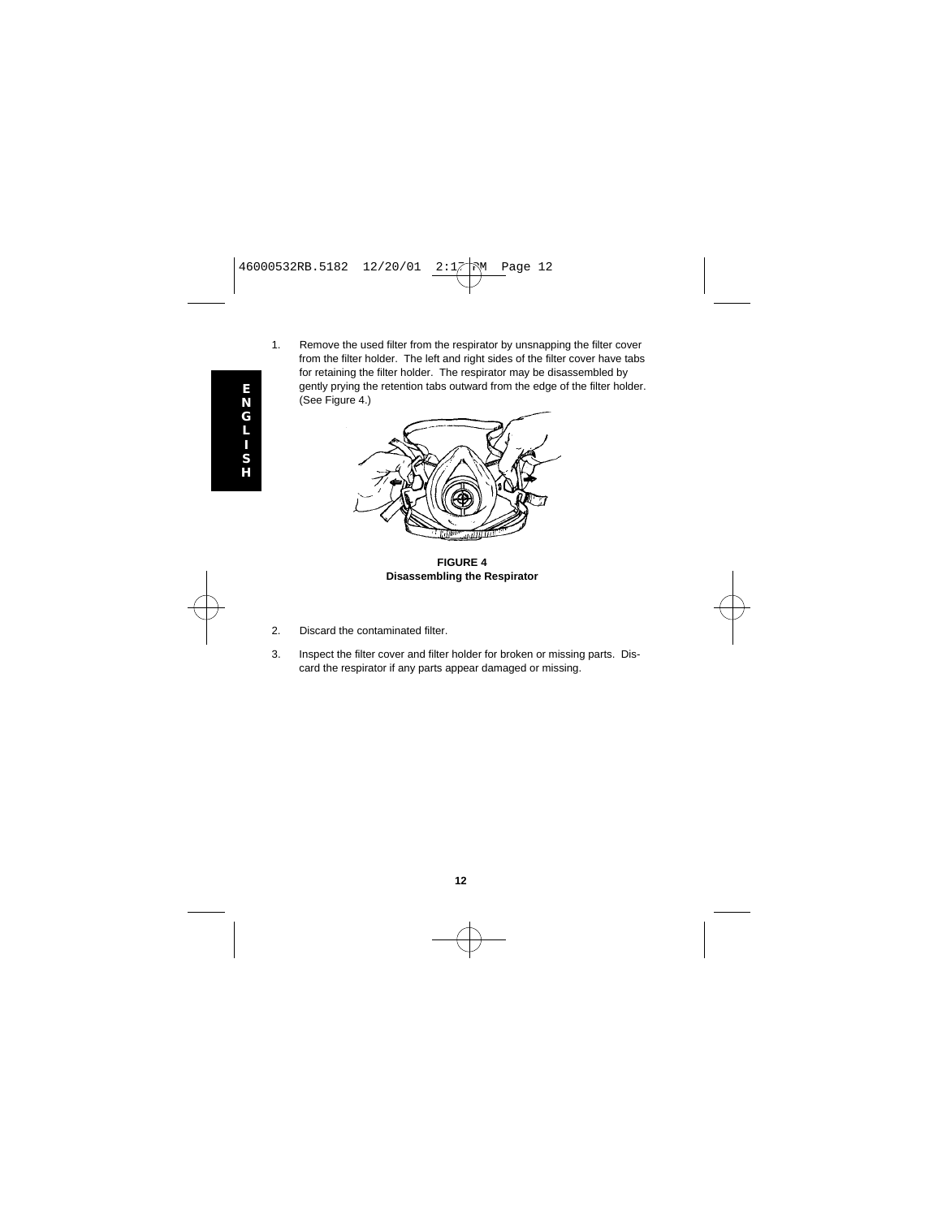1. Remove the used filter from the respirator by unsnapping the filter cover from the filter holder. The left and right sides of the filter cover have tabs for retaining the filter holder. The respirator may be disassembled by gently prying the retention tabs outward from the edge of the filter holder. (See Figure 4.)

**FIGURE 4**
**Disassembling the Respirator**

2. Discard the contaminated filter.

3. Inspect the filter cover and filter holder for broken or missing parts. Discard the respirator if any parts appear damaged or missing.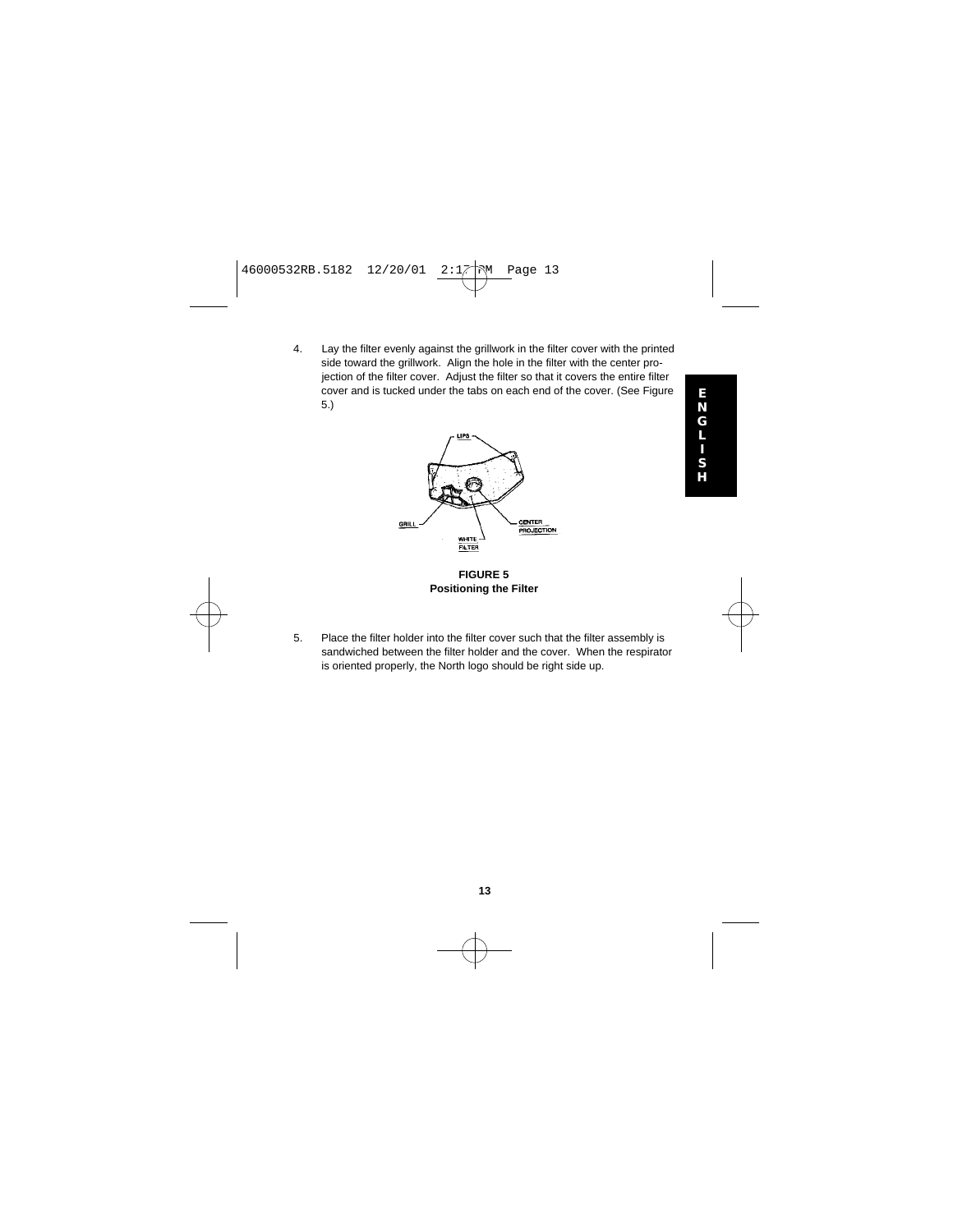4. Lay the filter evenly against the grillwork in the filter cover with the printed side toward the grillwork. Align the hole in the filter with the center projection of the filter cover. Adjust the filter so that it covers the entire filter cover and is tucked under the tabs on each end of the cover. (See Figure 5.)

**FIGURE 5**
**Positioning the Filter**

5. Place the filter holder into the filter cover such that the filter assembly is sandwiched between the filter holder and the cover. When the respirator is oriented properly, the North logo should be right side up.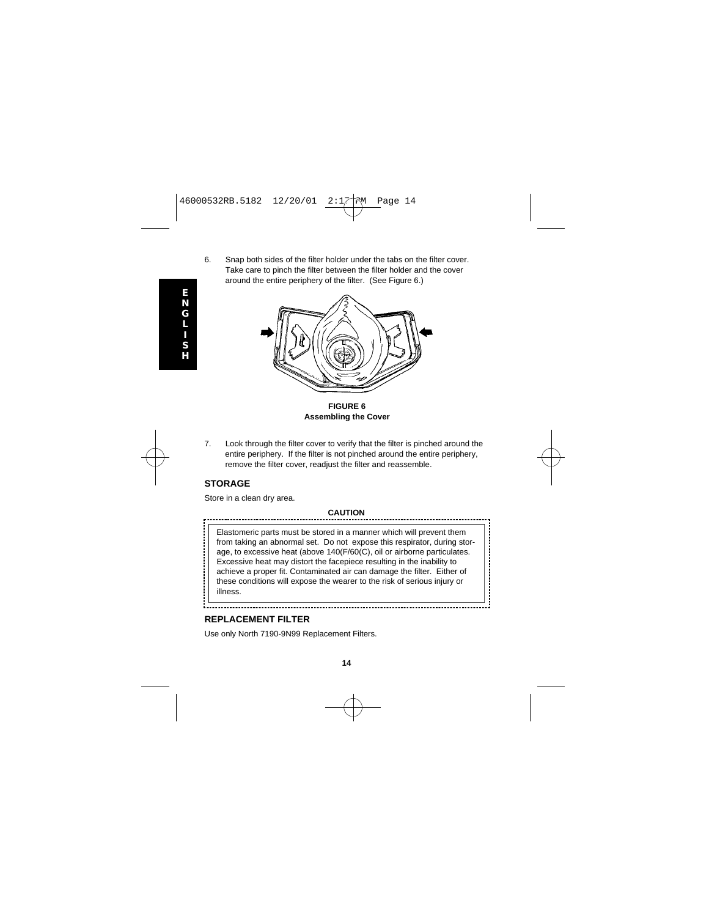6. Snap both sides of the filter holder under the tabs on the filter cover. Take care to pinch the filter between the filter holder and the cover around the entire periphery of the filter. (See Figure 6.)

**FIGURE 6**
**Assembling the Cover**

7. Look through the filter cover to verify that the filter is pinched around the entire periphery. If the filter is not pinched around the entire periphery, remove the filter cover, readjust the filter and reassemble.

## STORAGE

Store in a clean dry area.

**CAUTION**

Elastomeric parts must be stored in a manner which will prevent them from taking an abnormal set. Do not expose this respirator, during storage, to excessive heat (above 140(F/60(C), oil or airborne particulates. Excessive heat may distort the facepiece resulting in the inability to achieve a proper fit. Contaminated air can damage the filter. Either of these conditions will expose the wearer to the risk of serious injury or illness.

## REPLACEMENT FILTER

Use only North 7190-9N99 Replacement Filters.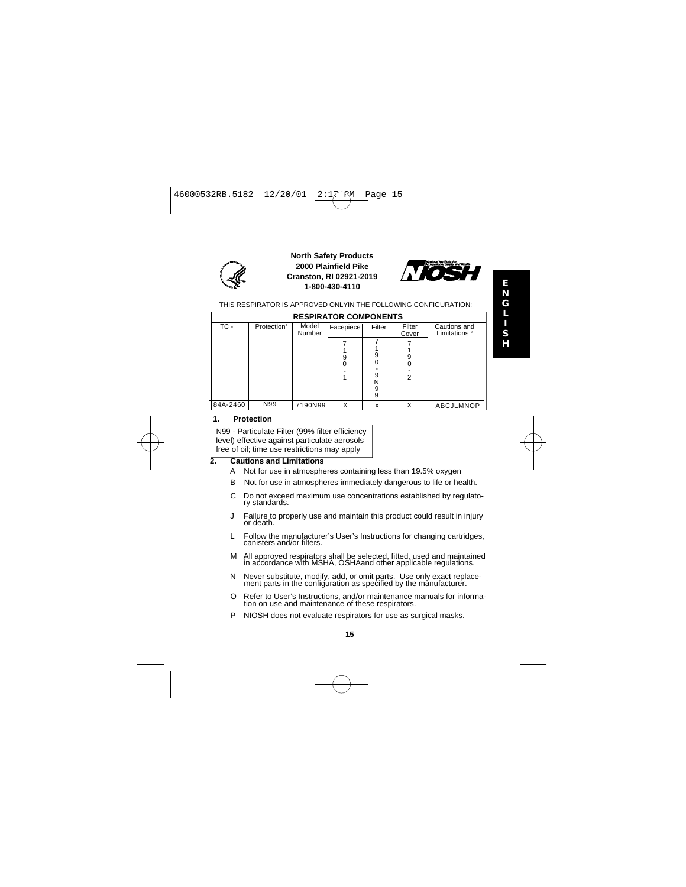**North Safety Products**
**2000 Plainfield Pike**
**Cranston, RI 02921-2019**
**1-800-430-4110**

THIS RESPIRATOR IS APPROVED ONLYIN THE FOLLOWING CONFIGURATION:

| RESPIRATOR COMPONENTS | | | | | | |
|---|---|---|---|---|---|---|
| TC - | Protection[1] | Model Number | Facepiece | Filter | Filter Cover | Cautions and Limitations [2] |
| | | | 7190-1 | 7190-9N99 | 7190-2 | |
| 84A-2460 | N99 | 7190N99 | x | x | x | ABCJLMNOP |

**1. Protection**

N99 - Particulate Filter (99% filter efficiency level) effective against particulate aerosols free of oil; time use restrictions may apply

**2. Cautions and Limitations**

- A Not for use in atmospheres containing less than 19.5% oxygen
- B Not for use in atmospheres immediately dangerous to life or health.
- C Do not exceed maximum use concentrations established by regulatory standards.
- J Failure to properly use and maintain this product could result in injury or death.
- L Follow the manufacturer's User's Instructions for changing cartridges, canisters and/or filters.
- M All approved respirators shall be selected, fitted, used and maintained in accordance with MSHA, OSHAand other applicable regulations.
- N Never substitute, modify, add, or omit parts. Use only exact replacement parts in the configuration as specified by the manufacturer.
- O Refer to User's Instructions, and/or maintenance manuals for information on use and maintenance of these respirators.
- P NIOSH does not evaluate respirators for use as surgical masks.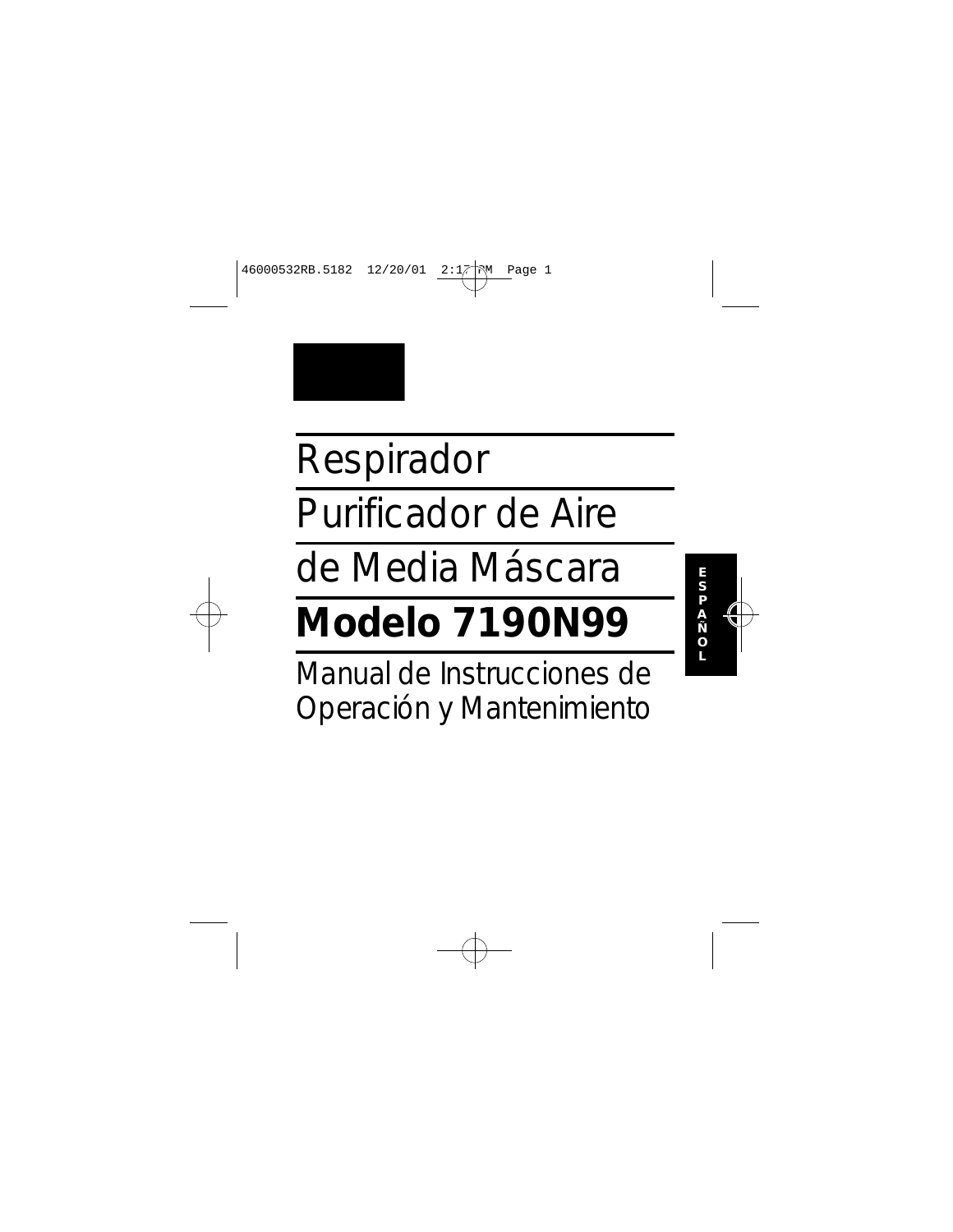# Respirador

# Purificador de Aire

# de Media Máscara

# **Modelo 7190N99**

Manual de Instrucciones de Operación y Mantenimiento

ESPAÑOL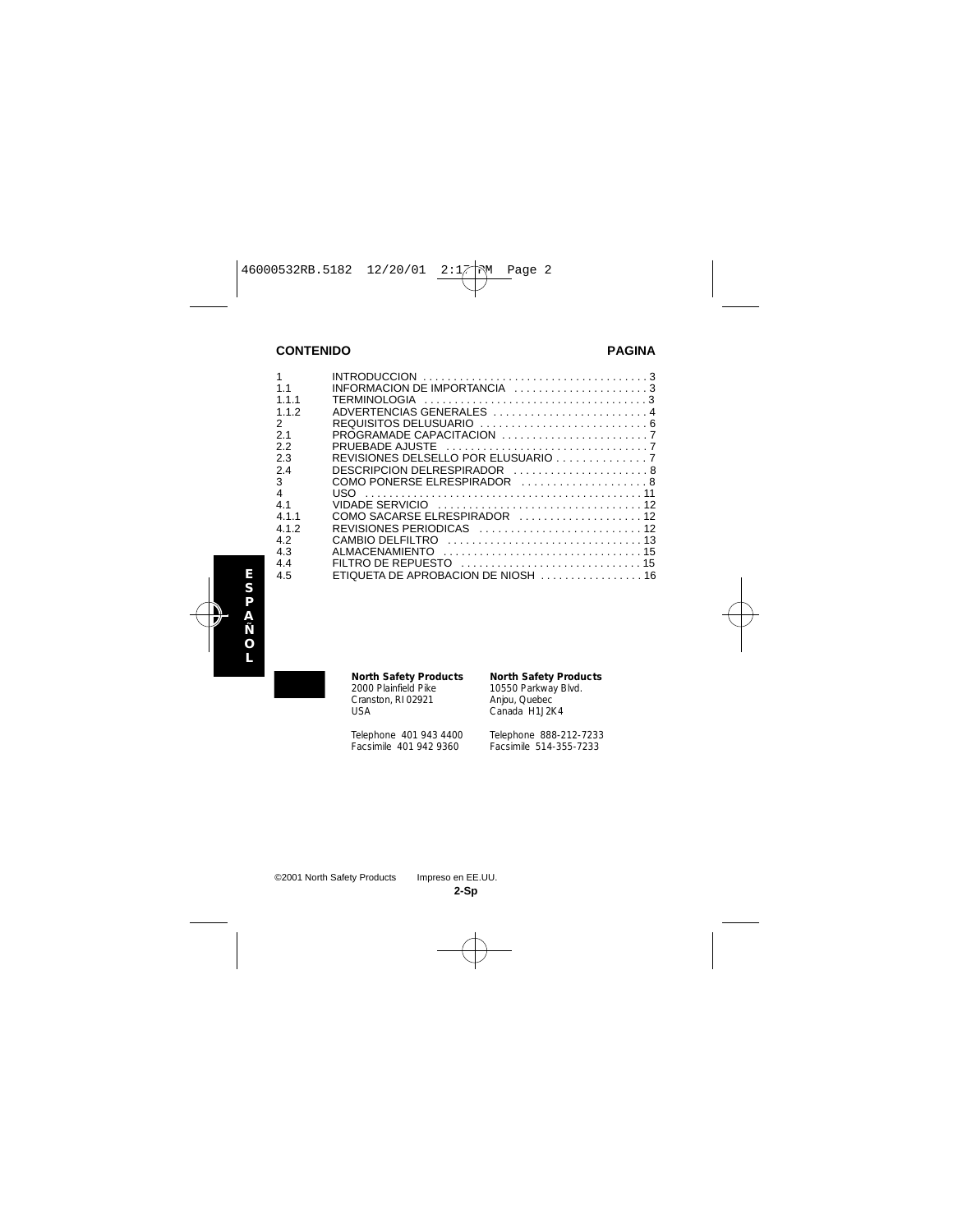**CONTENIDO** **PAGINA**

| | | |
|---|---|---|
| 1 | INTRODUCCION | 3 |
| 1.1 | INFORMACION DE IMPORTANCIA | 3 |
| 1.1.1 | TERMINOLOGIA | 3 |
| 1.1.2 | ADVERTENCIAS GENERALES | 4 |
| 2 | REQUISITOS DELUSUARIO | 6 |
| 2.1 | PROGRAMADE CAPACITACION | 7 |
| 2.2 | PRUEBADE AJUSTE | 7 |
| 2.3 | REVISIONES DELSELLO POR ELUSUARIO | 7 |
| 2.4 | DESCRIPCION DELRESPIRADOR | 8 |
| 3 | COMO PONERSE ELRESPIRADOR | 8 |
| 4 | USO | 11 |
| 4.1 | VIDADE SERVICIO | 12 |
| 4.1.1 | COMO SACARSE ELRESPIRADOR | 12 |
| 4.1.2 | REVISIONES PERIODICAS | 12 |
| 4.2 | CAMBIO DELFILTRO | 13 |
| 4.3 | ALMACENAMIENTO | 15 |
| 4.4 | FILTRO DE REPUESTO | 15 |
| 4.5 | ETIQUETA DE APROBACION DE NIOSH | 16 |

**ESPAÑOL**

**North Safety Products**
2000 Plainfield Pike
Cranston, RI 02921
USA

Telephone 401 943 4400
Facsimile 401 942 9360

**North Safety Products**
10550 Parkway Blvd.
Anjou, Quebec
Canada H1J2K4

Telephone 888-212-7233
Facsimile 514-355-7233

©2001 North Safety Products Impreso en EE.UU.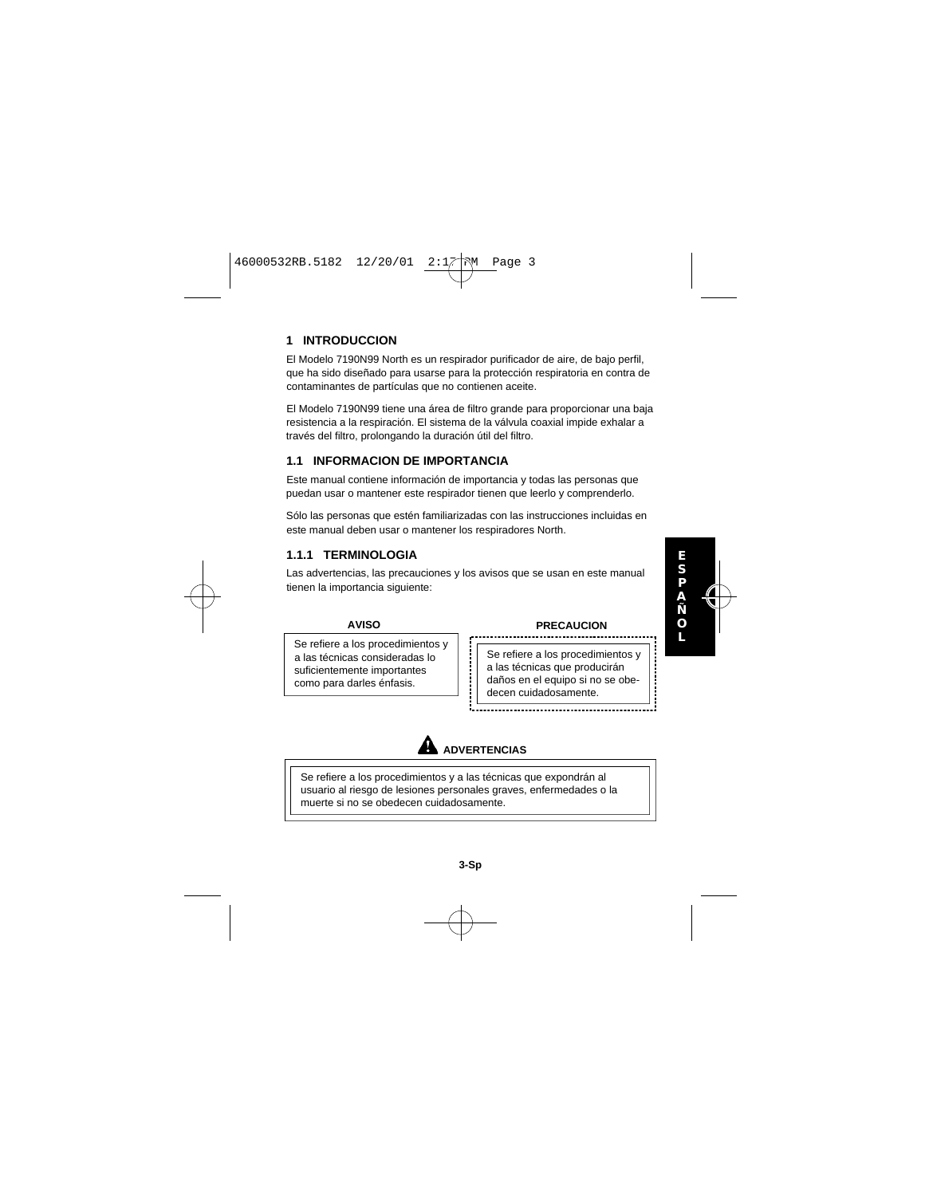## 1 INTRODUCCION

El Modelo 7190N99 North es un respirador purificador de aire, de bajo perfil, que ha sido diseñado para usarse para la protección respiratoria en contra de contaminantes de partículas que no contienen aceite.

El Modelo 7190N99 tiene una área de filtro grande para proporcionar una baja resistencia a la respiración. El sistema de la válvula coaxial impide exhalar a través del filtro, prolongando la duración útil del filtro.

### 1.1 INFORMACION DE IMPORTANCIA

Este manual contiene información de importancia y todas las personas que puedan usar o mantener este respirador tienen que leerlo y comprenderlo.

Sólo las personas que estén familiarizadas con las instrucciones incluidas en este manual deben usar o mantener los respiradores North.

#### 1.1.1 TERMINOLOGIA

Las advertencias, las precauciones y los avisos que se usan en este manual tienen la importancia siguiente:

**AVISO**

Se refiere a los procedimientos y a las técnicas consideradas lo suficientemente importantes como para darles énfasis.

**PRECAUCION**

Se refiere a los procedimientos y a las técnicas que producirán daños en el equipo si no se obedecen cuidadosamente.

**ADVERTENCIAS**

Se refiere a los procedimientos y a las técnicas que expondrán al usuario al riesgo de lesiones personales graves, enfermedades o la muerte si no se obedecen cuidadosamente.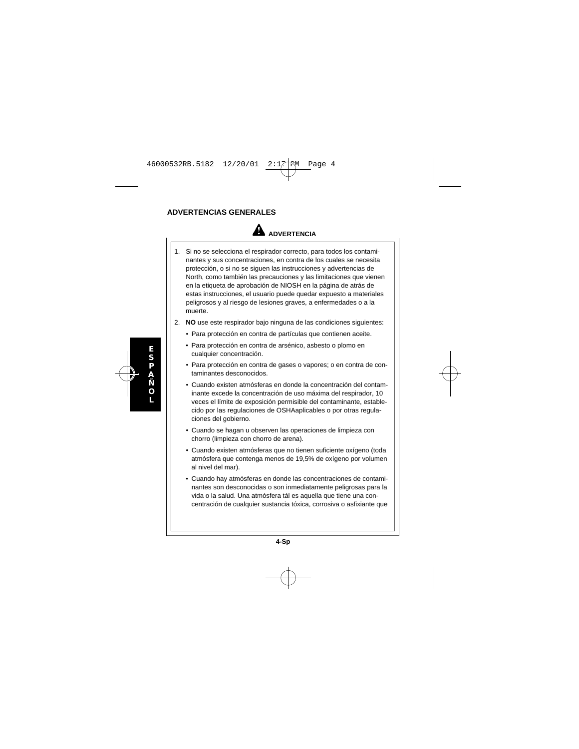## ADVERTENCIAS GENERALES

**ADVERTENCIA**

1. Si no se selecciona el respirador correcto, para todos los contaminantes y sus concentraciones, en contra de los cuales se necesita protección, o si no se siguen las instrucciones y advertencias de North, como también las precauciones y las limitaciones que vienen en la etiqueta de aprobación de NIOSH en la página de atrás de estas instrucciones, el usuario puede quedar expuesto a materiales peligrosos y al riesgo de lesiones graves, a enfermedades o a la muerte.
2. **NO** use este respirador bajo ninguna de las condiciones siguientes:
   - Para protección en contra de partículas que contienen aceite.
   - Para protección en contra de arsénico, asbesto o plomo en cualquier concentración.
   - Para protección en contra de gases o vapores; o en contra de contaminantes desconocidos.
   - Cuando existen atmósferas en donde la concentración del contaminante excede la concentración de uso máxima del respirador, 10 veces el límite de exposición permisible del contaminante, establecido por las regulaciones de OSHAaplicables o por otras regulaciones del gobierno.
   - Cuando se hagan u observen las operaciones de limpieza con chorro (limpieza con chorro de arena).
   - Cuando existen atmósferas que no tienen suficiente oxígeno (toda atmósfera que contenga menos de 19,5% de oxígeno por volumen al nivel del mar).
   - Cuando hay atmósferas en donde las concentraciones de contaminantes son desconocidas o son inmediatamente peligrosas para la vida o la salud. Una atmósfera tál es aquella que tiene una concentración de cualquier sustancia tóxica, corrosiva o asfixiante que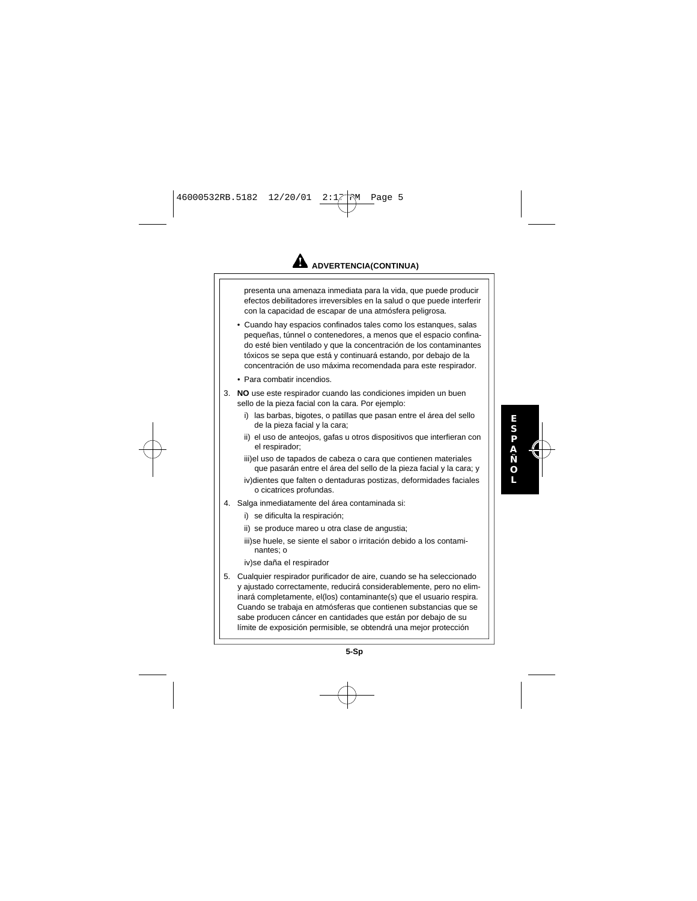## ADVERTENCIA(CONTINUA)

presenta una amenaza inmediata para la vida, que puede producir efectos debilitadores irreversibles en la salud o que puede interferir con la capacidad de escapar de una atmósfera peligrosa.

- Cuando hay espacios confinados tales como los estanques, salas pequeñas, túnnel o contenedores, a menos que el espacio confinado esté bien ventilado y que la concentración de los contaminantes tóxicos se sepa que está y continuará estando, por debajo de la concentración de uso máxima recomendada para este respirador.
- Para combatir incendios.

3. **NO** use este respirador cuando las condiciones impiden un buen sello de la pieza facial con la cara. Por ejemplo:
   - i) las barbas, bigotes, o patillas que pasan entre el área del sello de la pieza facial y la cara;
   - ii) el uso de anteojos, gafas u otros dispositivos que interfieran con el respirador;
   - iii)el uso de tapados de cabeza o cara que contienen materiales que pasarán entre el área del sello de la pieza facial y la cara; y
   - iv)dientes que falten o dentaduras postizas, deformidades faciales o cicatrices profundas.
4. Salga inmediatamente del área contaminada si:
   - i) se dificulta la respiración;
   - ii) se produce mareo u otra clase de angustia;
   - iii)se huele, se siente el sabor o irritación debido a los contaminantes; o
   - iv)se daña el respirador
5. Cualquier respirador purificador de aire, cuando se ha seleccionado y ajustado correctamente, reducirá considerablemente, pero no eliminará completamente, el(los) contaminante(s) que el usuario respira. Cuando se trabaja en atmósferas que contienen substancias que se sabe producen cáncer en cantidades que están por debajo de su límite de exposición permisible, se obtendrá una mejor protección

ESPAÑOL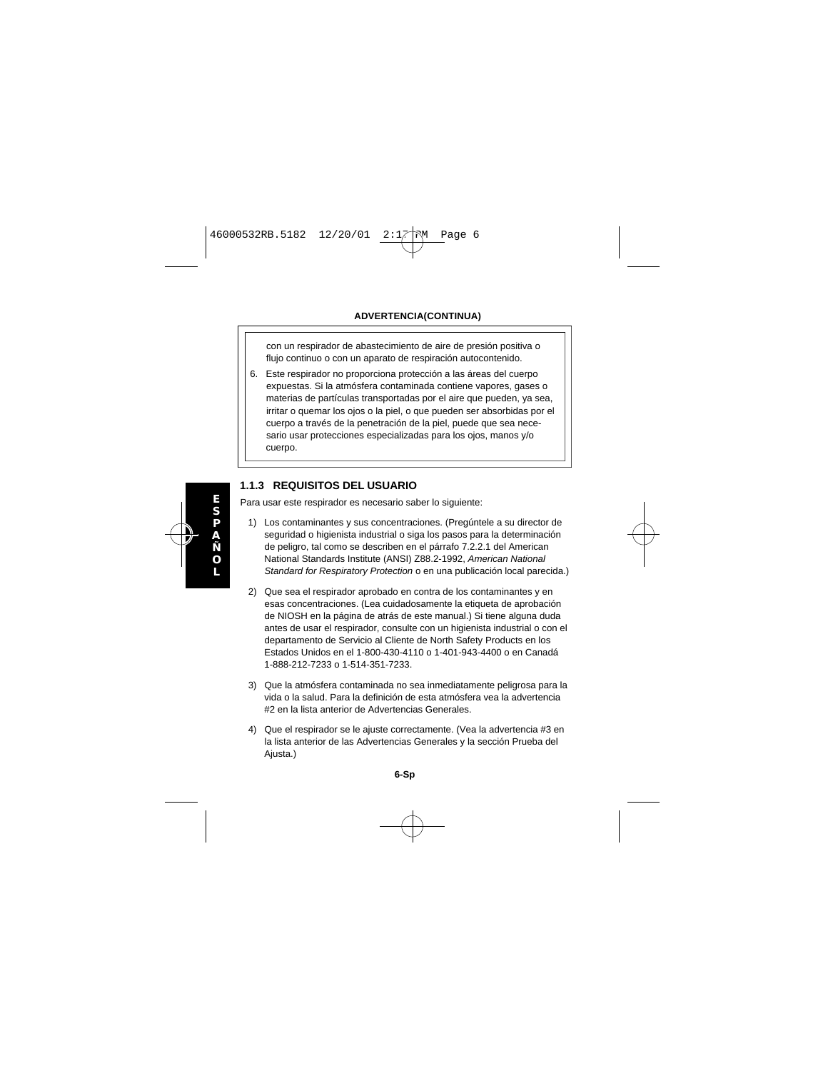**ADVERTENCIA(CONTINUA)**

con un respirador de abastecimiento de aire de presión positiva o flujo continuo o con un aparato de respiración autocontenido.

6. Este respirador no proporciona protección a las áreas del cuerpo expuestas. Si la atmósfera contaminada contiene vapores, gases o materias de partículas transportadas por el aire que pueden, ya sea, irritar o quemar los ojos o la piel, o que pueden ser absorbidas por el cuerpo a través de la penetración de la piel, puede que sea necesario usar protecciones especializadas para los ojos, manos y/o cuerpo.

### 1.1.3 REQUISITOS DEL USUARIO

Para usar este respirador es necesario saber lo siguiente:

1) Los contaminantes y sus concentraciones. (Pregúntele a su director de seguridad o higienista industrial o siga los pasos para la determinación de peligro, tal como se describen en el párrafo 7.2.2.1 del American National Standards Institute (ANSI) Z88.2-1992, *American National Standard for Respiratory Protection* o en una publicación local parecida.)

2) Que sea el respirador aprobado en contra de los contaminantes y en esas concentraciones. (Lea cuidadosamente la etiqueta de aprobación de NIOSH en la página de atrás de este manual.) Si tiene alguna duda antes de usar el respirador, consulte con un higienista industrial o con el departamento de Servicio al Cliente de North Safety Products en los Estados Unidos en el 1-800-430-4110 o 1-401-943-4400 o en Canadá 1-888-212-7233 o 1-514-351-7233.

3) Que la atmósfera contaminada no sea inmediatamente peligrosa para la vida o la salud. Para la definición de esta atmósfera vea la advertencia #2 en la lista anterior de Advertencias Generales.

4) Que el respirador se le ajuste correctamente. (Vea la advertencia #3 en la lista anterior de las Advertencias Generales y la sección Prueba del Ajusta.)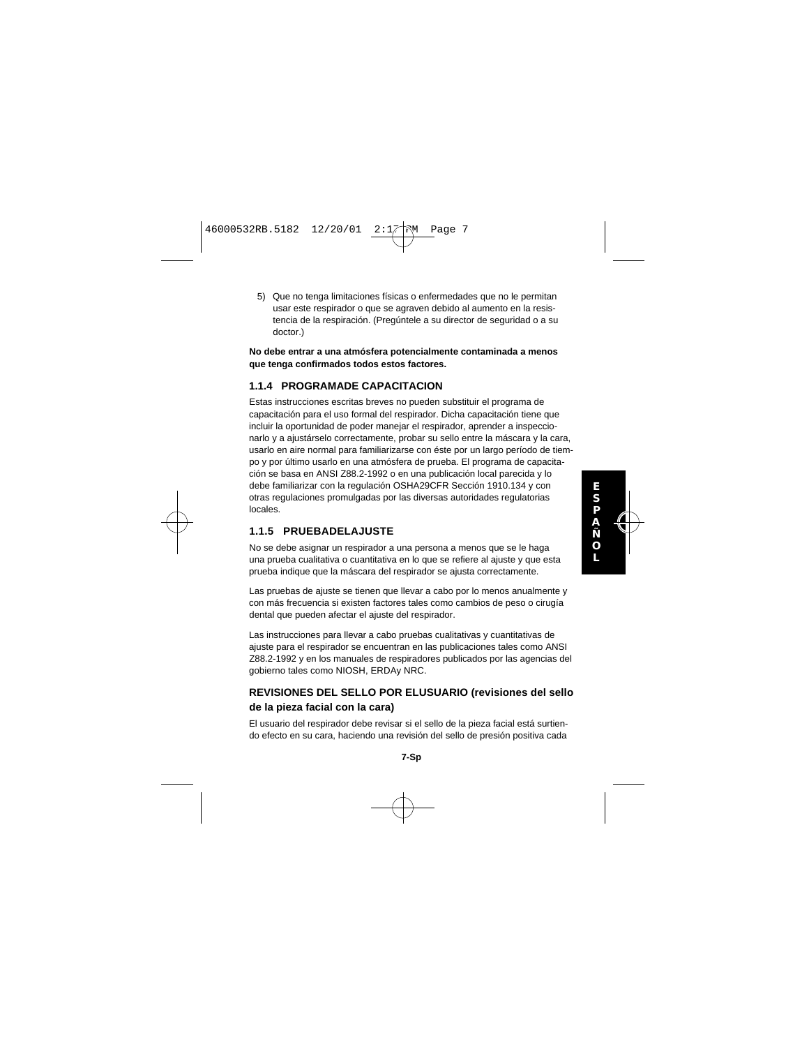5) Que no tenga limitaciones físicas o enfermedades que no le permitan usar este respirador o que se agraven debido al aumento en la resistencia de la respiración. (Pregúntele a su director de seguridad o a su doctor.)

**No debe entrar a una atmósfera potencialmente contaminada a menos que tenga confirmados todos estos factores.**

### 1.1.4 PROGRAMADE CAPACITACION

Estas instrucciones escritas breves no pueden substituir el programa de capacitación para el uso formal del respirador. Dicha capacitación tiene que incluir la oportunidad de poder manejar el respirador, aprender a inspeccionarlo y a ajustárselo correctamente, probar su sello entre la máscara y la cara, usarlo en aire normal para familiarizarse con éste por un largo período de tiempo y por último usarlo en una atmósfera de prueba. El programa de capacitación se basa en ANSI Z88.2-1992 o en una publicación local parecida y lo debe familiarizar con la regulación OSHA29CFR Sección 1910.134 y con otras regulaciones promulgadas por las diversas autoridades regulatorias locales.

### 1.1.5 PRUEBADELAJUSTE

No se debe asignar un respirador a una persona a menos que se le haga una prueba cualitativa o cuantitativa en lo que se refiere al ajuste y que esta prueba indique que la máscara del respirador se ajusta correctamente.

Las pruebas de ajuste se tienen que llevar a cabo por lo menos anualmente y con más frecuencia si existen factores tales como cambios de peso o cirugía dental que pueden afectar el ajuste del respirador.

Las instrucciones para llevar a cabo pruebas cualitativas y cuantitativas de ajuste para el respirador se encuentran en las publicaciones tales como ANSI Z88.2-1992 y en los manuales de respiradores publicados por las agencias del gobierno tales como NIOSH, ERDAy NRC.

### REVISIONES DEL SELLO POR ELUSUARIO (revisiones del sello de la pieza facial con la cara)

El usuario del respirador debe revisar si el sello de la pieza facial está surtiendo efecto en su cara, haciendo una revisión del sello de presión positiva cada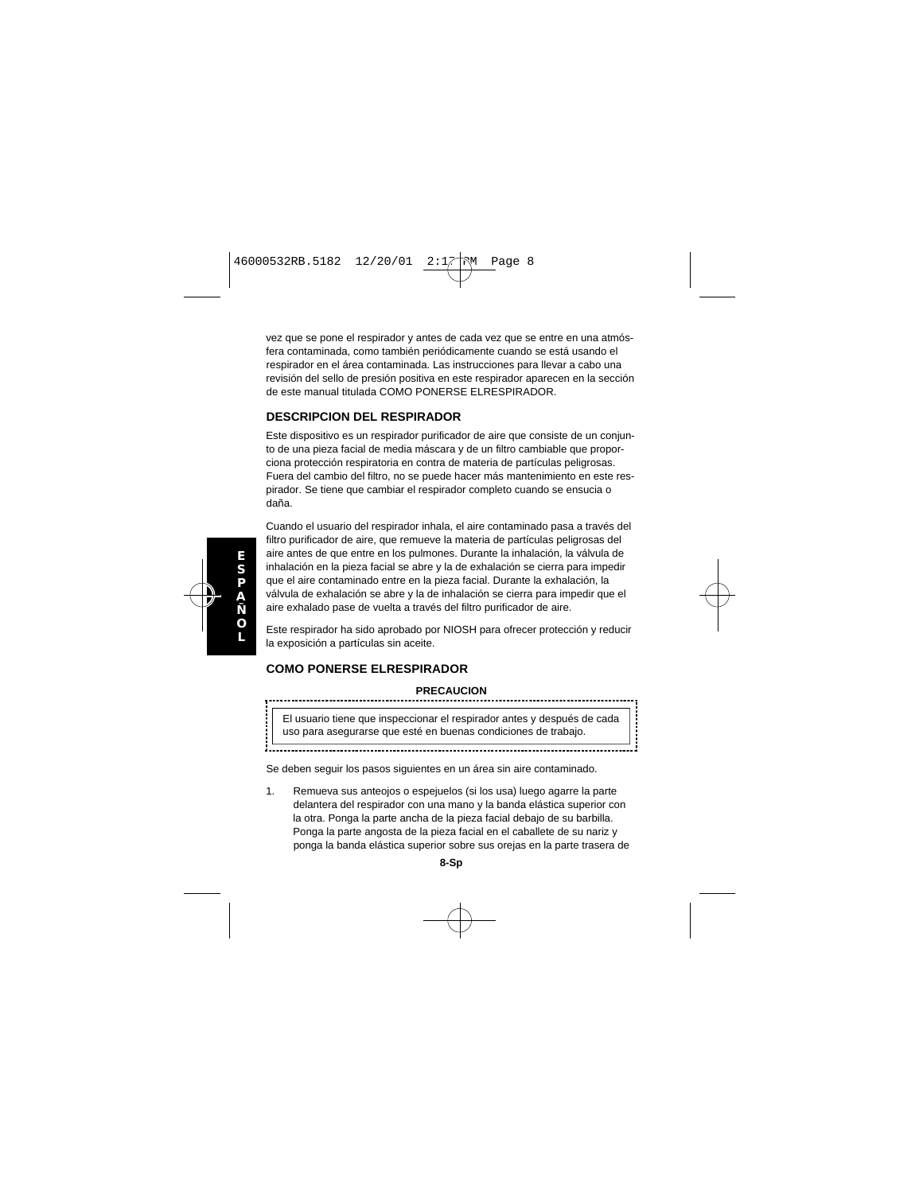vez que se pone el respirador y antes de cada vez que se entre en una atmósfera contaminada, como también periódicamente cuando se está usando el respirador en el área contaminada. Las instrucciones para llevar a cabo una revisión del sello de presión positiva en este respirador aparecen en la sección de este manual titulada COMO PONERSE ELRESPIRADOR.

## DESCRIPCION DEL RESPIRADOR

Este dispositivo es un respirador purificador de aire que consiste de un conjunto de una pieza facial de media máscara y de un filtro cambiable que proporciona protección respiratoria en contra de materia de partículas peligrosas. Fuera del cambio del filtro, no se puede hacer más mantenimiento en este respirador. Se tiene que cambiar el respirador completo cuando se ensucia o daña.

Cuando el usuario del respirador inhala, el aire contaminado pasa a través del filtro purificador de aire, que remueve la materia de partículas peligrosas del aire antes de que entre en los pulmones. Durante la inhalación, la válvula de inhalación en la pieza facial se abre y la de exhalación se cierra para impedir que el aire contaminado entre en la pieza facial. Durante la exhalación, la válvula de exhalación se abre y la de inhalación se cierra para impedir que el aire exhalado pase de vuelta a través del filtro purificador de aire.

Este respirador ha sido aprobado por NIOSH para ofrecer protección y reducir la exposición a partículas sin aceite.

## COMO PONERSE ELRESPIRADOR

**PRECAUCION**

> El usuario tiene que inspeccionar el respirador antes y después de cada uso para asegurarse que esté en buenas condiciones de trabajo.

Se deben seguir los pasos siguientes en un área sin aire contaminado.

1. Remueva sus anteojos o espejuelos (si los usa) luego agarre la parte delantera del respirador con una mano y la banda elástica superior con la otra. Ponga la parte ancha de la pieza facial debajo de su barbilla. Ponga la parte angosta de la pieza facial en el caballete de su nariz y ponga la banda elástica superior sobre sus orejas en la parte trasera de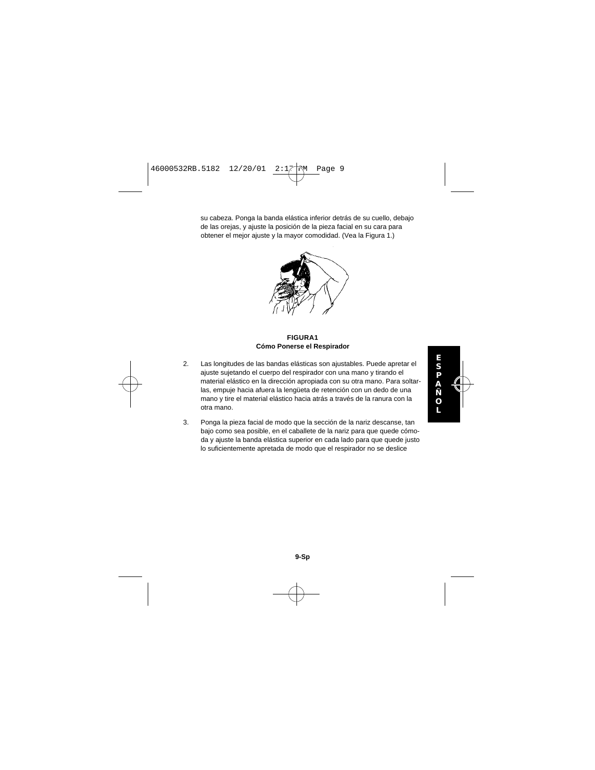su cabeza. Ponga la banda elástica inferior detrás de su cuello, debajo de las orejas, y ajuste la posición de la pieza facial en su cara para obtener el mejor ajuste y la mayor comodidad. (Vea la Figura 1.)

**FIGURA1**
**Cómo Ponerse el Respirador**

2. Las longitudes de las bandas elásticas son ajustables. Puede apretar el ajuste sujetando el cuerpo del respirador con una mano y tirando el material elástico en la dirección apropiada con su otra mano. Para soltarlas, empuje hacia afuera la lengüeta de retención con un dedo de una mano y tire el material elástico hacia atrás a través de la ranura con la otra mano.

3. Ponga la pieza facial de modo que la sección de la nariz descanse, tan bajo como sea posible, en el caballete de la nariz para que quede cómoda y ajuste la banda elástica superior en cada lado para que quede justo lo suficientemente apretada de modo que el respirador no se deslice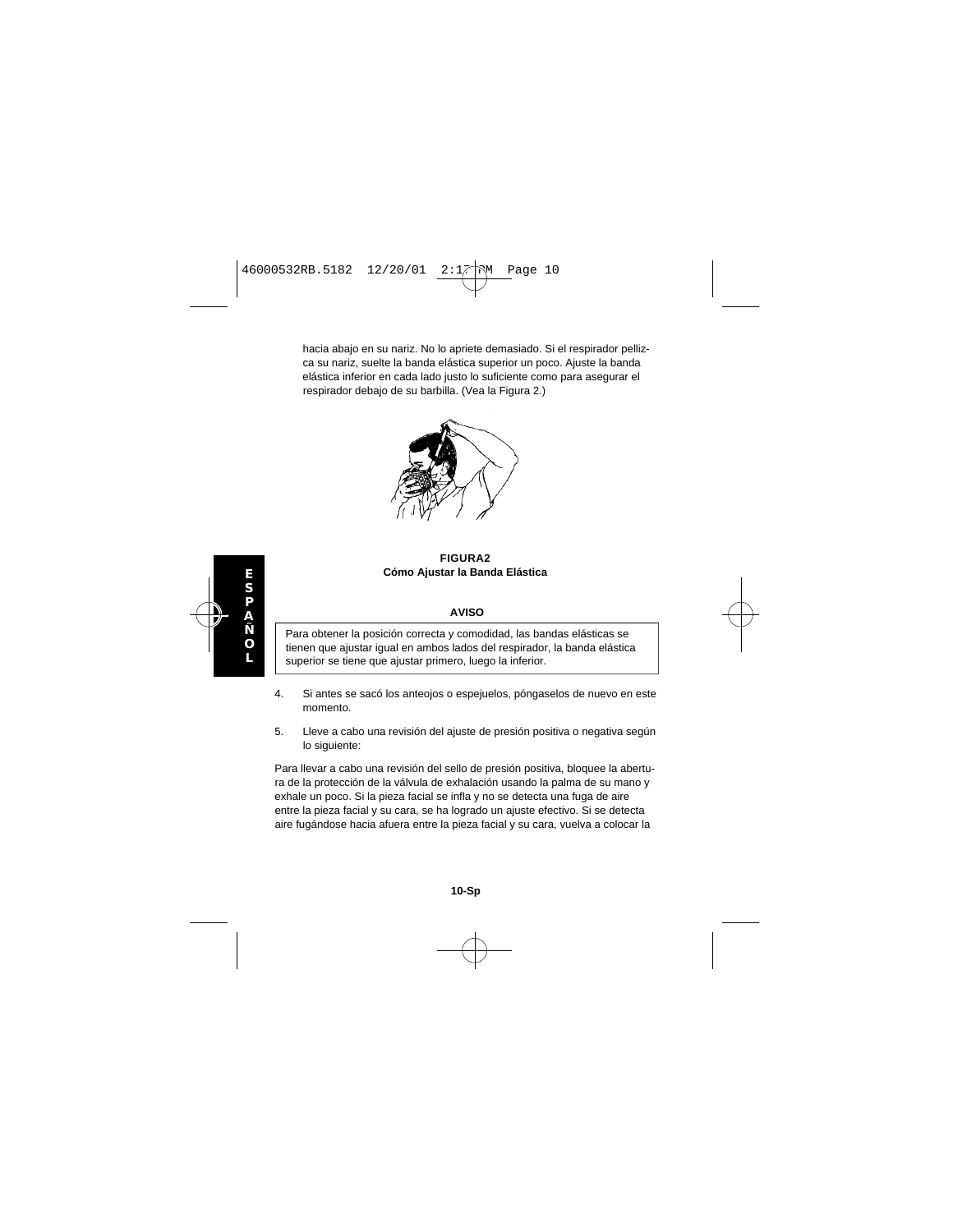hacia abajo en su nariz. No lo apriete demasiado. Si el respirador pellizca su nariz, suelte la banda elástica superior un poco. Ajuste la banda elástica inferior en cada lado justo lo suficiente como para asegurar el respirador debajo de su barbilla. (Vea la Figura 2.)

**FIGURA2**
**Cómo Ajustar la Banda Elástica**

**AVISO**

Para obtener la posición correcta y comodidad, las bandas elásticas se tienen que ajustar igual en ambos lados del respirador, la banda elástica superior se tiene que ajustar primero, luego la inferior.

4. Si antes se sacó los anteojos o espejuelos, póngaselos de nuevo en este momento.

5. Lleve a cabo una revisión del ajuste de presión positiva o negativa según lo siguiente:

Para llevar a cabo una revisión del sello de presión positiva, bloquee la abertura de la protección de la válvula de exhalación usando la palma de su mano y exhale un poco. Si la pieza facial se infla y no se detecta una fuga de aire entre la pieza facial y su cara, se ha logrado un ajuste efectivo. Si se detecta aire fugándose hacia afuera entre la pieza facial y su cara, vuelva a colocar la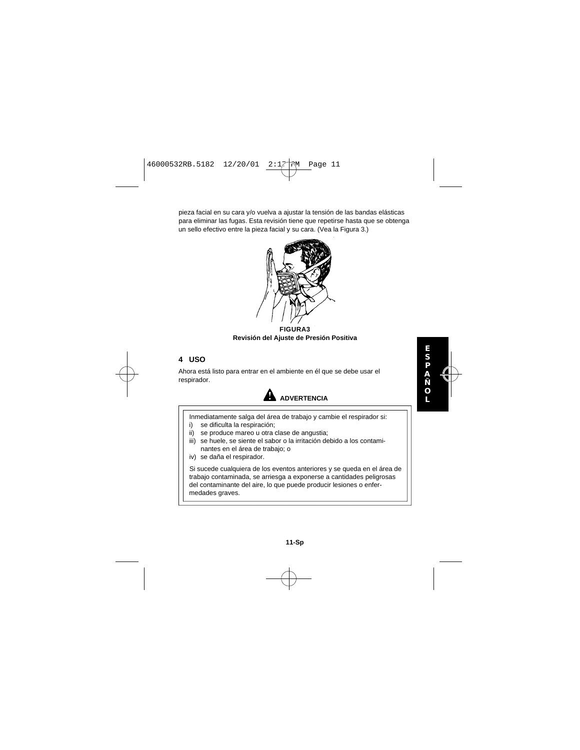pieza facial en su cara y/o vuelva a ajustar la tensión de las bandas elásticas para eliminar las fugas. Esta revisión tiene que repetirse hasta que se obtenga un sello efectivo entre la pieza facial y su cara. (Vea la Figura 3.)

**FIGURA3**
**Revisión del Ajuste de Presión Positiva**

## 4 USO

Ahora está listo para entrar en el ambiente en él que se debe usar el respirador.

**ADVERTENCIA**

Inmediatamente salga del área de trabajo y cambie el respirador si:

i) se dificulta la respiración;
ii) se produce mareo u otra clase de angustia;
iii) se huele, se siente el sabor o la irritación debido a los contaminantes en el área de trabajo; o
iv) se daña el respirador.

Si sucede cualquiera de los eventos anteriores y se queda en el área de trabajo contaminada, se arriesga a exponerse a cantidades peligrosas del contaminante del aire, lo que puede producir lesiones o enfermedades graves.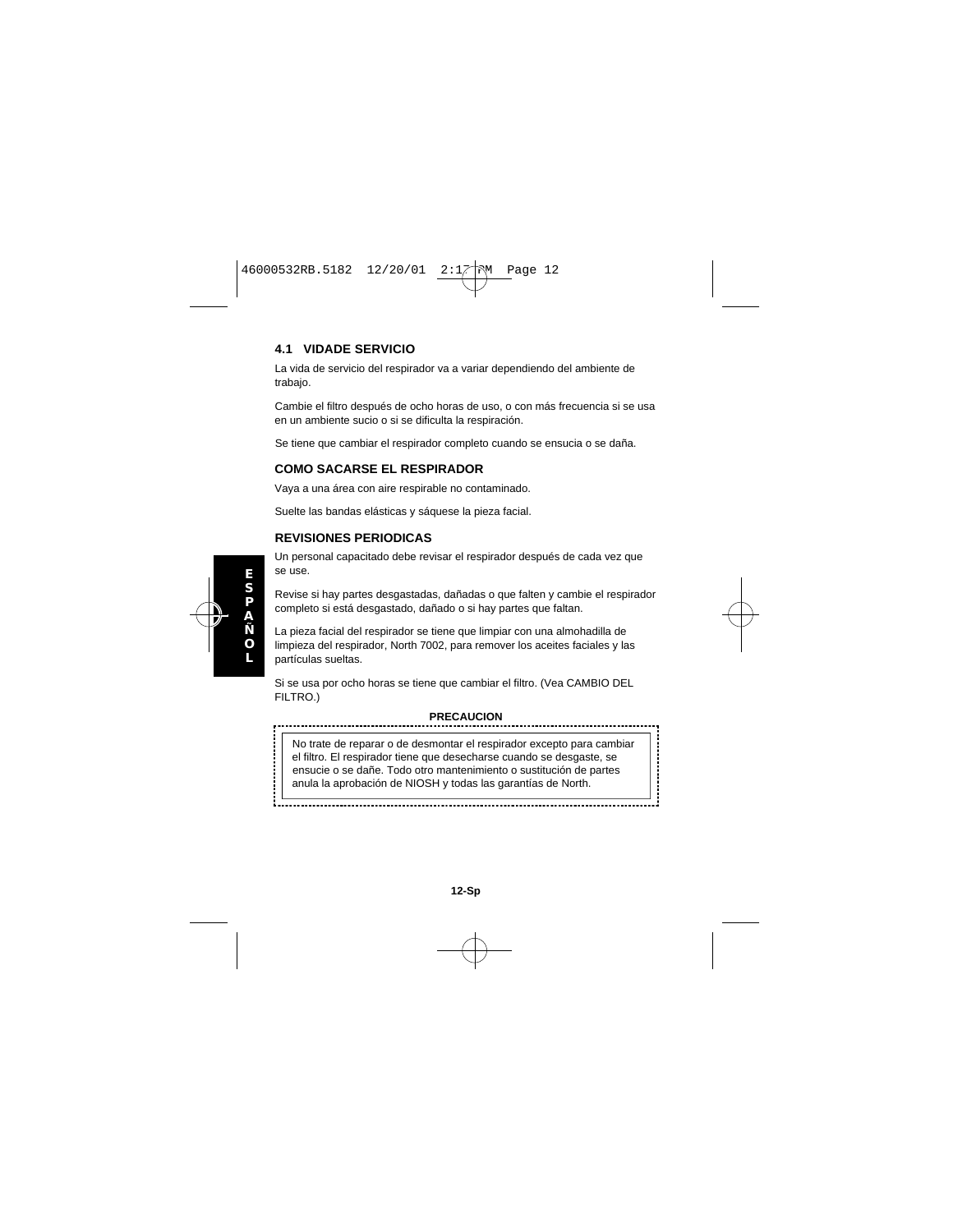### 4.1 VIDADE SERVICIO

La vida de servicio del respirador va a variar dependiendo del ambiente de trabajo.

Cambie el filtro después de ocho horas de uso, o con más frecuencia si se usa en un ambiente sucio o si se dificulta la respiración.

Se tiene que cambiar el respirador completo cuando se ensucia o se daña.

### COMO SACARSE EL RESPIRADOR

Vaya a una área con aire respirable no contaminado.

Suelte las bandas elásticas y sáquese la pieza facial.

### REVISIONES PERIODICAS

Un personal capacitado debe revisar el respirador después de cada vez que se use.

Revise si hay partes desgastadas, dañadas o que falten y cambie el respirador completo si está desgastado, dañado o si hay partes que faltan.

La pieza facial del respirador se tiene que limpiar con una almohadilla de limpieza del respirador, North 7002, para remover los aceites faciales y las partículas sueltas.

Si se usa por ocho horas se tiene que cambiar el filtro. (Vea CAMBIO DEL FILTRO.)

**PRECAUCION**

No trate de reparar o de desmontar el respirador excepto para cambiar el filtro. El respirador tiene que desecharse cuando se desgaste, se ensucie o se dañe. Todo otro mantenimiento o sustitución de partes anula la aprobación de NIOSH y todas las garantías de North.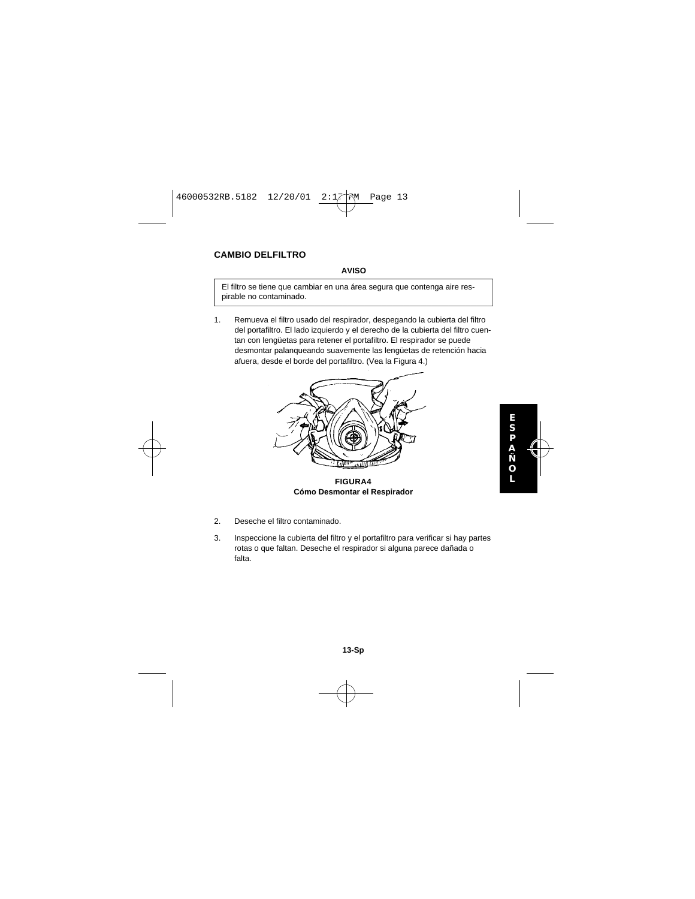## CAMBIO DELFILTRO

**AVISO**

El filtro se tiene que cambiar en una área segura que contenga aire respirable no contaminado.

1. Remueva el filtro usado del respirador, despegando la cubierta del filtro del portafiltro. El lado izquierdo y el derecho de la cubierta del filtro cuentan con lengüetas para retener el portafiltro. El respirador se puede desmontar palanqueando suavemente las lengüetas de retención hacia afuera, desde el borde del portafiltro. (Vea la Figura 4.)

**FIGURA4**
**Cómo Desmontar el Respirador**

2. Deseche el filtro contaminado.

3. Inspeccione la cubierta del filtro y el portafiltro para verificar si hay partes rotas o que faltan. Deseche el respirador si alguna parece dañada o falta.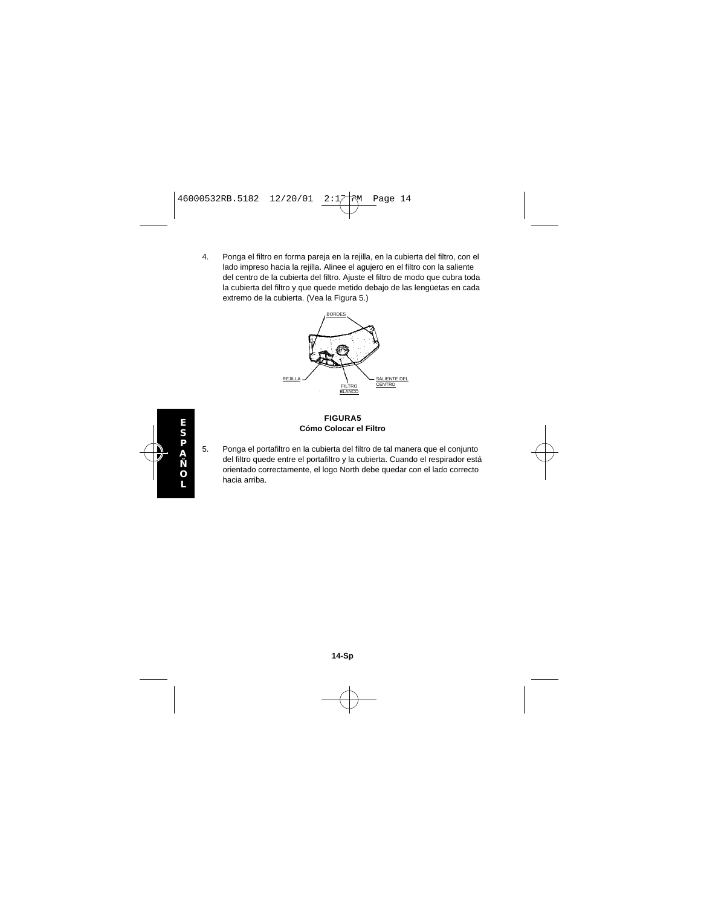4. Ponga el filtro en forma pareja en la rejilla, en la cubierta del filtro, con el lado impreso hacia la rejilla. Alinee el agujero en el filtro con la saliente del centro de la cubierta del filtro. Ajuste el filtro de modo que cubra toda la cubierta del filtro y que quede metido debajo de las lengüetas en cada extremo de la cubierta. (Vea la Figura 5.)

BORDES

REJILLA

FILTRO BLANCO

SALIENTE DEL CENTRO

**FIGURA5**
**Cómo Colocar el Filtro**

5. Ponga el portafiltro en la cubierta del filtro de tal manera que el conjunto del filtro quede entre el portafiltro y la cubierta. Cuando el respirador está orientado correctamente, el logo North debe quedar con el lado correcto hacia arriba.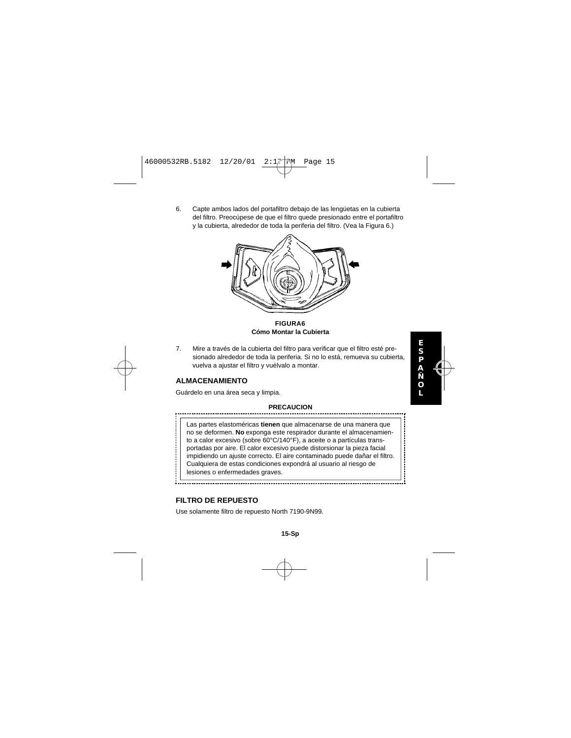6. Capte ambos lados del portafiltro debajo de las lengüetas en la cubierta del filtro. Preocúpese de que el filtro quede presionado entre el portafiltro y la cubierta, alrededor de toda la periferia del filtro. (Vea la Figura 6.)

**FIGURA6**
**Cómo Montar la Cubierta**

7. Mire a través de la cubierta del filtro para verificar que el filtro esté presionado alrededor de toda la periferia. Si no lo está, remueva su cubierta, vuelva a ajustar el filtro y vuélvalo a montar.

## ALMACENAMIENTO

Guárdelo en una área seca y limpia.

**PRECAUCION**

Las partes elastoméricas **tienen** que almacenarse de una manera que no se deformen. **No** exponga este respirador durante el almacenamiento a calor excesivo (sobre 60°C/140°F), a aceite o a partículas transportadas por aire. El calor excesivo puede distorsionar la pieza facial impidiendo un ajuste correcto. El aire contaminado puede dañar el filtro. Cualquiera de estas condiciones expondrá al usuario al riesgo de lesiones o enfermedades graves.

## FILTRO DE REPUESTO

Use solamente filtro de repuesto North 7190-9N99.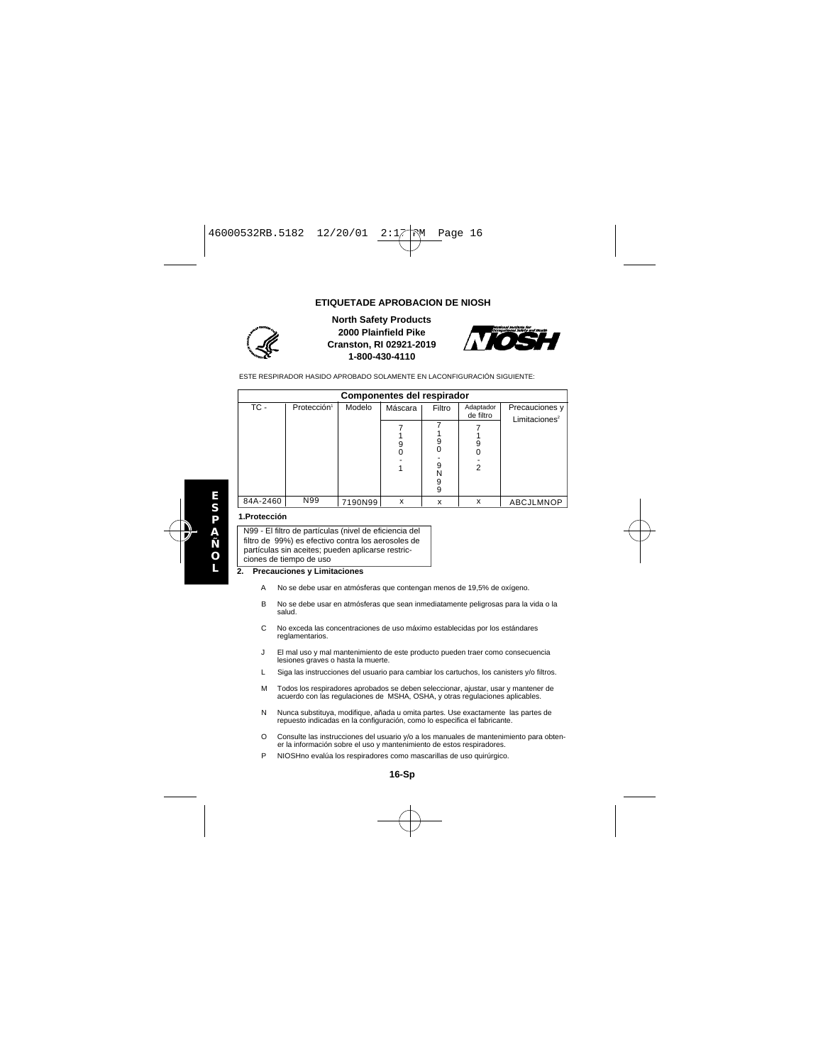## ETIQUETADE APROBACION DE NIOSH

**North Safety Products**
**2000 Plainfield Pike**
**Cranston, RI 02921-2019**
**1-800-430-4110**

ESTE RESPIRADOR HASIDO APROBADO SOLAMENTE EN LACONFIGURACIÓN SIGUIENTE:

| **Componentes del respirador** | | | | | | |
|---|---|---|---|---|---|---|
| TC - | Protección[1] | Modelo | Máscara | Filtro | Adaptador de filtro | Precauciones y Limitaciones[2] |
| | | | 7190-1 | 7190-9N99 | 7190-2 | |
| 84A-2460 | N99 | 7190N99 | x | x | x | ABCJLMNOP |

**1.Protección**

N99 - El filtro de partículas (nivel de eficiencia del filtro de 99%) es efectivo contra los aerosoles de partículas sin aceites; pueden aplicarse restricciones de tiempo de uso

**2. Precauciones y Limitaciones**

A No se debe usar en atmósferas que contengan menos de 19,5% de oxígeno.

B No se debe usar en atmósferas que sean inmediatamente peligrosas para la vida o la salud.

C No exceda las concentraciones de uso máximo establecidas por los estándares reglamentarios.

J El mal uso y mal mantenimiento de este producto pueden traer como consecuencia lesiones graves o hasta la muerte.

L Siga las instrucciones del usuario para cambiar los cartuchos, los canisters y/o filtros.

M Todos los respiradores aprobados se deben seleccionar, ajustar, usar y mantener de acuerdo con las regulaciones de MSHA, OSHA, y otras regulaciones aplicables.

N Nunca substituya, modifique, añada u omita partes. Use exactamente las partes de repuesto indicadas en la configuración, como lo especifica el fabricante.

O Consulte las instrucciones del usuario y/o a los manuales de mantenimiento para obtener la información sobre el uso y mantenimiento de estos respiradores.

P NIOSHno evalúa los respiradores como mascarillas de uso quirúrgico.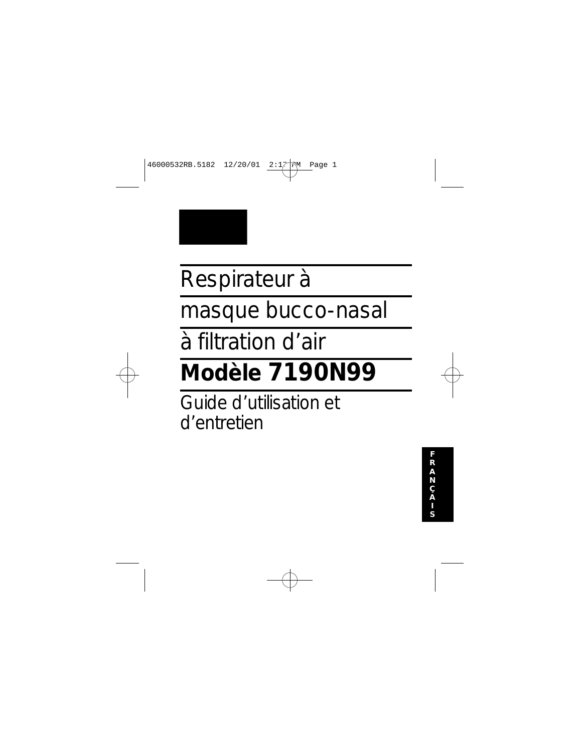# Respirateur à masque bucco-nasal à filtration d'air

# **Modèle 7190N99**

Guide d'utilisation et d'entretien

**FRANÇAIS**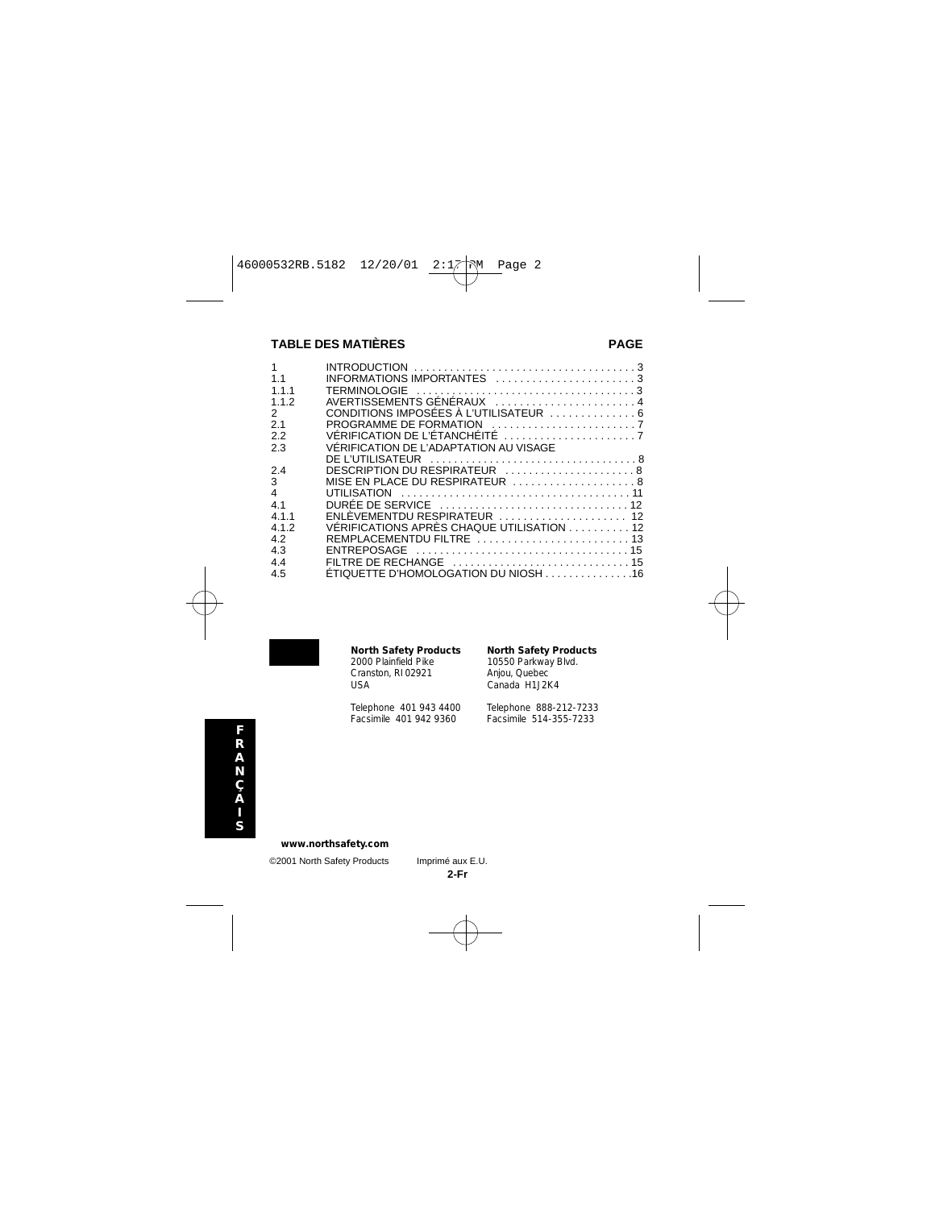## TABLE DES MATIÈRES

| | | PAGE |
|---|---|---|
| 1 | INTRODUCTION | 3 |
| 1.1 | INFORMATIONS IMPORTANTES | 3 |
| 1.1.1 | TERMINOLOGIE | 3 |
| 1.1.2 | AVERTISSEMENTS GÉNÉRAUX | 4 |
| 2 | CONDITIONS IMPOSÉES À L'UTILISATEUR | 6 |
| 2.1 | PROGRAMME DE FORMATION | 7 |
| 2.2 | VÉRIFICATION DE L'ÉTANCHÉITÉ | 7 |
| 2.3 | VÉRIFICATION DE L'ADAPTATION AU VISAGE DE L'UTILISATEUR | 8 |
| 2.4 | DESCRIPTION DU RESPIRATEUR | 8 |
| 3 | MISE EN PLACE DU RESPIRATEUR | 8 |
| 4 | UTILISATION | 11 |
| 4.1 | DURÉE DE SERVICE | 12 |
| 4.1.1 | ENLÈVEMENTDU RESPIRATEUR | 12 |
| 4.1.2 | VÉRIFICATIONS APRÈS CHAQUE UTILISATION | 12 |
| 4.2 | REMPLACEMENTDU FILTRE | 13 |
| 4.3 | ENTREPOSAGE | 15 |
| 4.4 | FILTRE DE RECHANGE | 15 |
| 4.5 | ÉTIQUETTE D'HOMOLOGATION DU NIOSH | 16 |

**North Safety Products**
2000 Plainfield Pike
Cranston, RI 02921
USA

Telephone 401 943 4400
Facsimile 401 942 9360

**North Safety Products**
10550 Parkway Blvd.
Anjou, Quebec
Canada H1J2K4

Telephone 888-212-7233
Facsimile 514-355-7233

**FRANÇAIS**

**www.northsafety.com**

©2001 North Safety Products Imprimé aux E.U.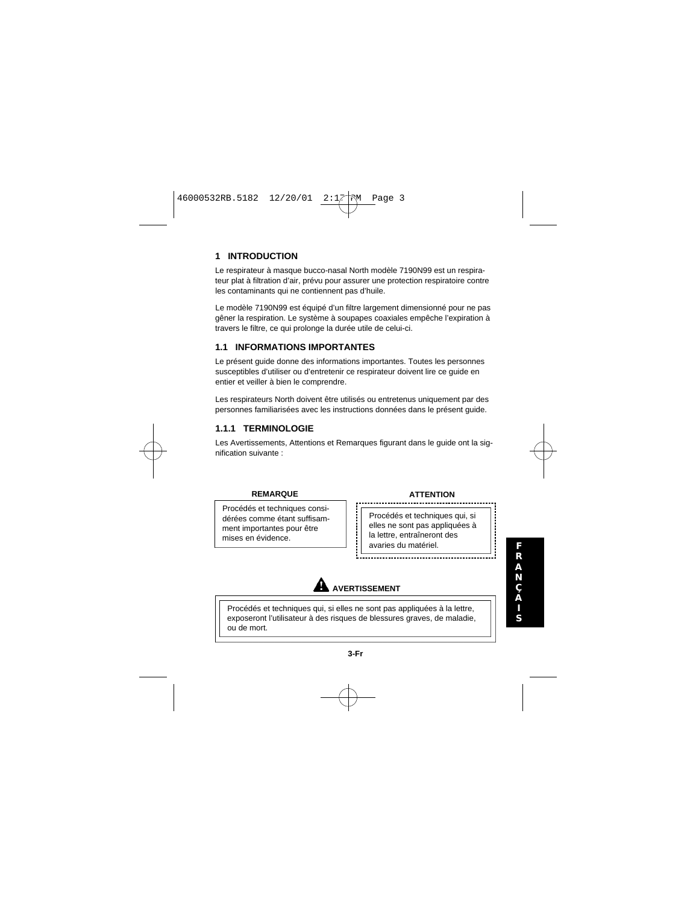## 1 INTRODUCTION

Le respirateur à masque bucco-nasal North modèle 7190N99 est un respirateur plat à filtration d'air, prévu pour assurer une protection respiratoire contre les contaminants qui ne contiennent pas d'huile.

Le modèle 7190N99 est équipé d'un filtre largement dimensionné pour ne pas gêner la respiration. Le système à soupapes coaxiales empêche l'expiration à travers le filtre, ce qui prolonge la durée utile de celui-ci.

### 1.1 INFORMATIONS IMPORTANTES

Le présent guide donne des informations importantes. Toutes les personnes susceptibles d'utiliser ou d'entretenir ce respirateur doivent lire ce guide en entier et veiller à bien le comprendre.

Les respirateurs North doivent être utilisés ou entretenus uniquement par des personnes familiarisées avec les instructions données dans le présent guide.

#### 1.1.1 TERMINOLOGIE

Les Avertissements, Attentions et Remarques figurant dans le guide ont la signification suivante :

**REMARQUE**

Procédés et techniques considérées comme étant suffisamment importantes pour être mises en évidence.

**ATTENTION**

Procédés et techniques qui, si elles ne sont pas appliquées à la lettre, entraîneront des avaries du matériel.

**AVERTISSEMENT**

Procédés et techniques qui, si elles ne sont pas appliquées à la lettre, exposeront l'utilisateur à des risques de blessures graves, de maladie, ou de mort.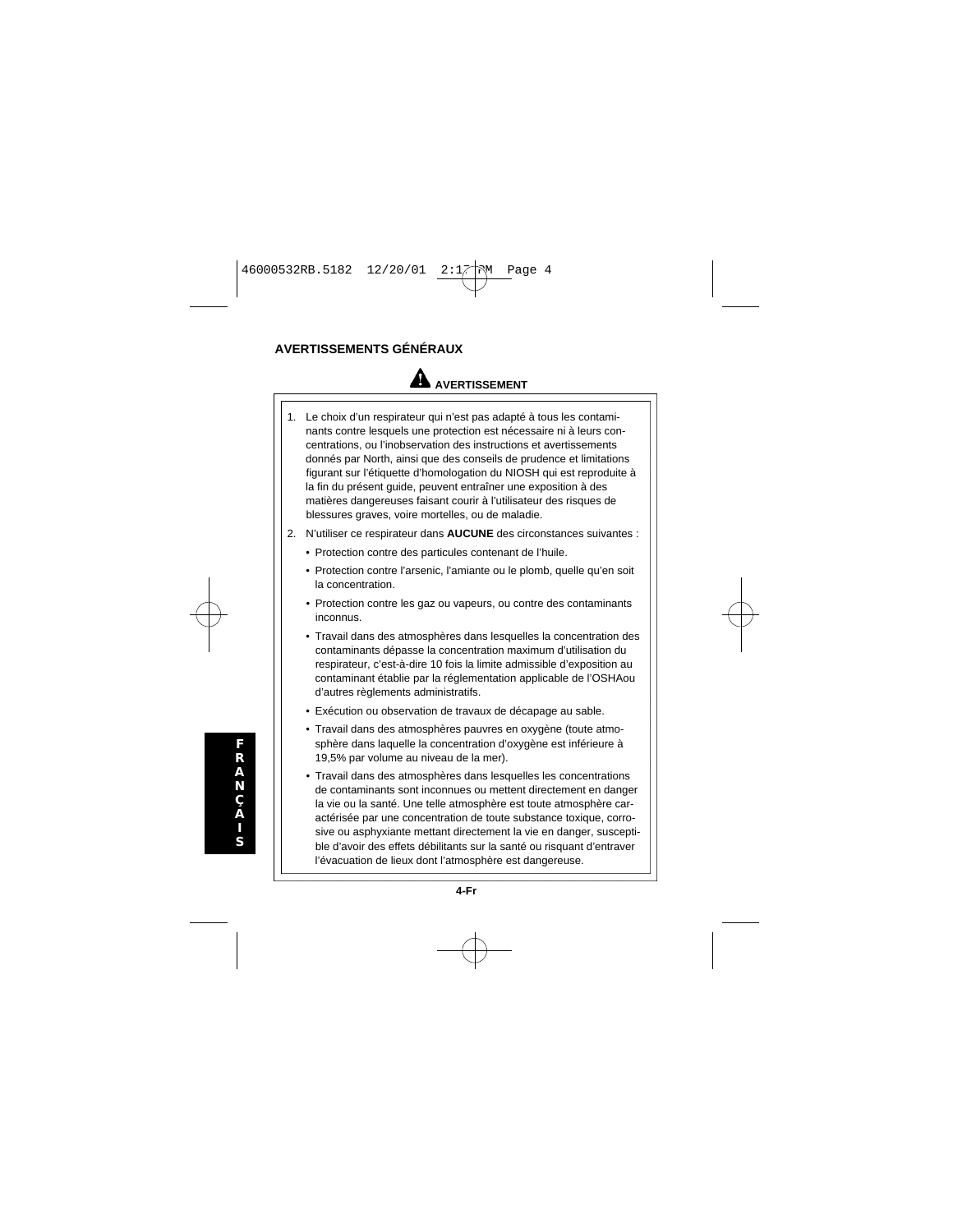## AVERTISSEMENTS GÉNÉRAUX

**AVERTISSEMENT**

1. Le choix d'un respirateur qui n'est pas adapté à tous les contaminants contre lesquels une protection est nécessaire ni à leurs concentrations, ou l'inobservation des instructions et avertissements donnés par North, ainsi que des conseils de prudence et limitations figurant sur l'étiquette d'homologation du NIOSH qui est reproduite à la fin du présent guide, peuvent entraîner une exposition à des matières dangereuses faisant courir à l'utilisateur des risques de blessures graves, voire mortelles, ou de maladie.
2. N'utiliser ce respirateur dans **AUCUNE** des circonstances suivantes :
   - Protection contre des particules contenant de l'huile.
   - Protection contre l'arsenic, l'amiante ou le plomb, quelle qu'en soit la concentration.
   - Protection contre les gaz ou vapeurs, ou contre des contaminants inconnus.
   - Travail dans des atmosphères dans lesquelles la concentration des contaminants dépasse la concentration maximum d'utilisation du respirateur, c'est-à-dire 10 fois la limite admissible d'exposition au contaminant établie par la réglementation applicable de l'OSHAou d'autres règlements administratifs.
   - Exécution ou observation de travaux de décapage au sable.
   - Travail dans des atmosphères pauvres en oxygène (toute atmosphère dans laquelle la concentration d'oxygène est inférieure à 19,5% par volume au niveau de la mer).
   - Travail dans des atmosphères dans lesquelles les concentrations de contaminants sont inconnues ou mettent directement en danger la vie ou la santé. Une telle atmosphère est toute atmosphère caractérisée par une concentration de toute substance toxique, corrosive ou asphyxiante mettant directement la vie en danger, susceptible d'avoir des effets débilitants sur la santé ou risquant d'entraver l'évacuation de lieux dont l'atmosphère est dangereuse.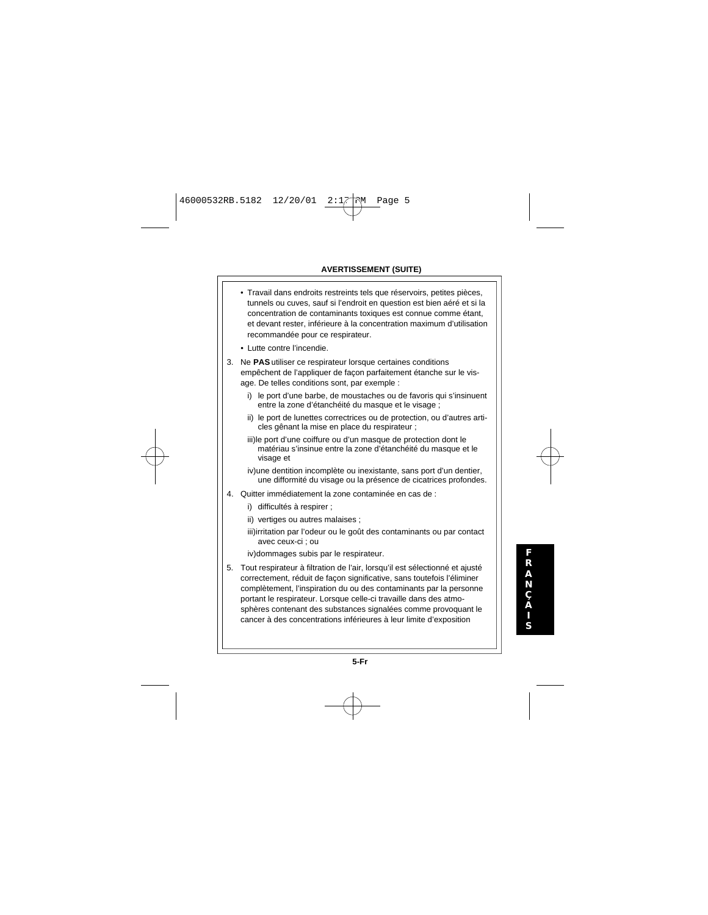**AVERTISSEMENT (SUITE)**

- Travail dans endroits restreints tels que réservoirs, petites pièces, tunnels ou cuves, sauf si l'endroit en question est bien aéré et si la concentration de contaminants toxiques est connue comme étant, et devant rester, inférieure à la concentration maximum d'utilisation recommandée pour ce respirateur.
- Lutte contre l'incendie.

3. Ne **PAS** utiliser ce respirateur lorsque certaines conditions empêchent de l'appliquer de façon parfaitement étanche sur le visage. De telles conditions sont, par exemple :

   i) le port d'une barbe, de moustaches ou de favoris qui s'insinuent entre la zone d'étanchéité du masque et le visage ;

   ii) le port de lunettes correctrices ou de protection, ou d'autres articles gênant la mise en place du respirateur ;

   iii) le port d'une coiffure ou d'un masque de protection dont le matériau s'insinue entre la zone d'étanchéité du masque et le visage et

   iv) une dentition incomplète ou inexistante, sans port d'un dentier, une difformité du visage ou la présence de cicatrices profondes.

4. Quitter immédiatement la zone contaminée en cas de :

   i) difficultés à respirer ;

   ii) vertiges ou autres malaises ;

   iii) irritation par l'odeur ou le goût des contaminants ou par contact avec ceux-ci ; ou

   iv) dommages subis par le respirateur.

5. Tout respirateur à filtration de l'air, lorsqu'il est sélectionné et ajusté correctement, réduit de façon significative, sans toutefois l'éliminer complètement, l'inspiration du ou des contaminants par la personne portant le respirateur. Lorsque celle-ci travaille dans des atmosphères contenant des substances signalées comme provoquant le cancer à des concentrations inférieures à leur limite d'exposition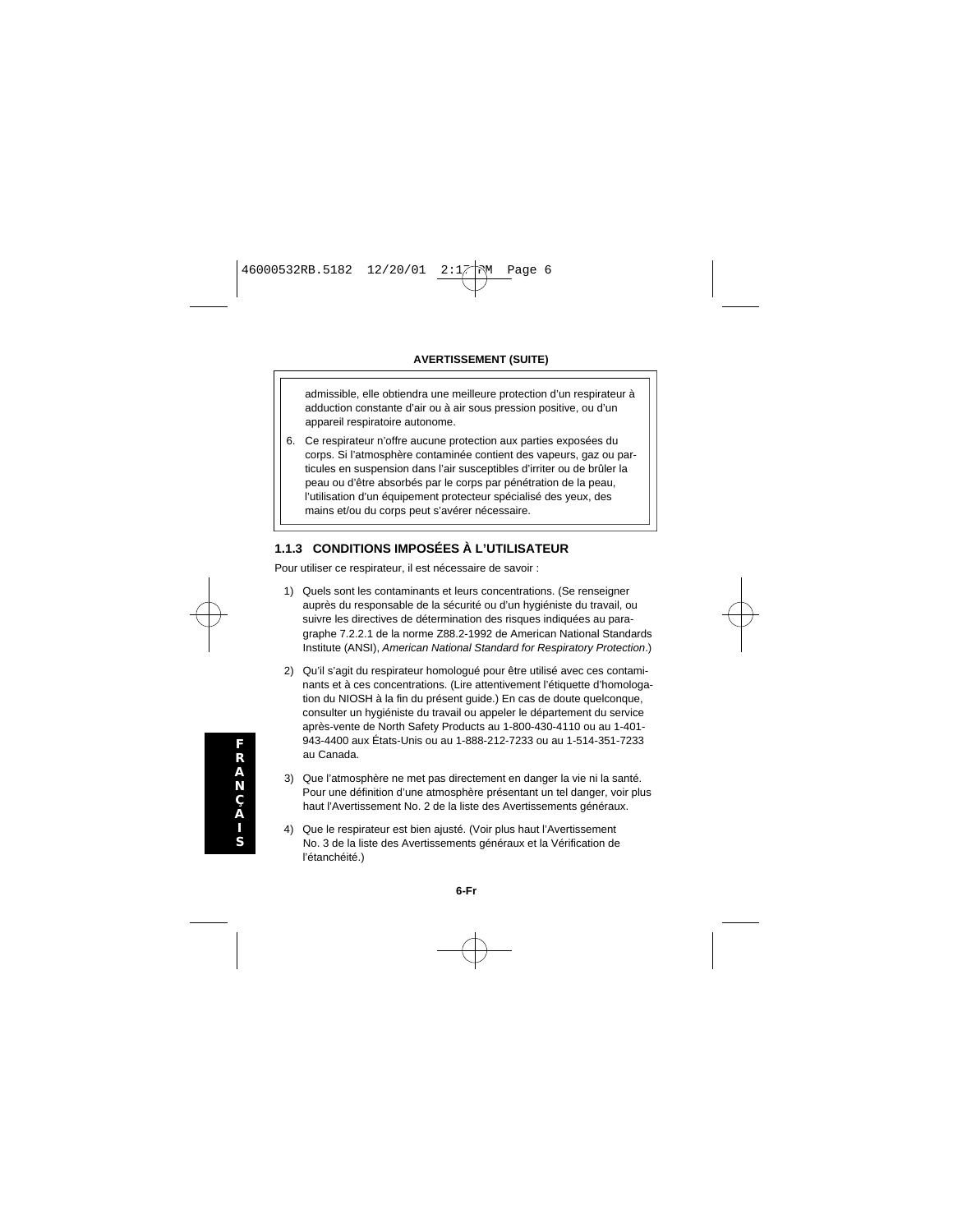**AVERTISSEMENT (SUITE)**

admissible, elle obtiendra une meilleure protection d'un respirateur à adduction constante d'air ou à air sous pression positive, ou d'un appareil respiratoire autonome.

6. Ce respirateur n'offre aucune protection aux parties exposées du corps. Si l'atmosphère contaminée contient des vapeurs, gaz ou particules en suspension dans l'air susceptibles d'irriter ou de brûler la peau ou d'être absorbés par le corps par pénétration de la peau, l'utilisation d'un équipement protecteur spécialisé des yeux, des mains et/ou du corps peut s'avérer nécessaire.

### 1.1.3 CONDITIONS IMPOSÉES À L'UTILISATEUR

Pour utiliser ce respirateur, il est nécessaire de savoir :

1) Quels sont les contaminants et leurs concentrations. (Se renseigner auprès du responsable de la sécurité ou d'un hygiéniste du travail, ou suivre les directives de détermination des risques indiquées au paragraphe 7.2.2.1 de la norme Z88.2-1992 de American National Standards Institute (ANSI), *American National Standard for Respiratory Protection*.)

2) Qu'il s'agit du respirateur homologué pour être utilisé avec ces contaminants et à ces concentrations. (Lire attentivement l'étiquette d'homologation du NIOSH à la fin du présent guide.) En cas de doute quelconque, consulter un hygiéniste du travail ou appeler le département du service après-vente de North Safety Products au 1-800-430-4110 ou au 1-401-943-4400 aux États-Unis ou au 1-888-212-7233 ou au 1-514-351-7233 au Canada.

3) Que l'atmosphère ne met pas directement en danger la vie ni la santé. Pour une définition d'une atmosphère présentant un tel danger, voir plus haut l'Avertissement No. 2 de la liste des Avertissements généraux.

4) Que le respirateur est bien ajusté. (Voir plus haut l'Avertissement No. 3 de la liste des Avertissements généraux et la Vérification de l'étanchéité.)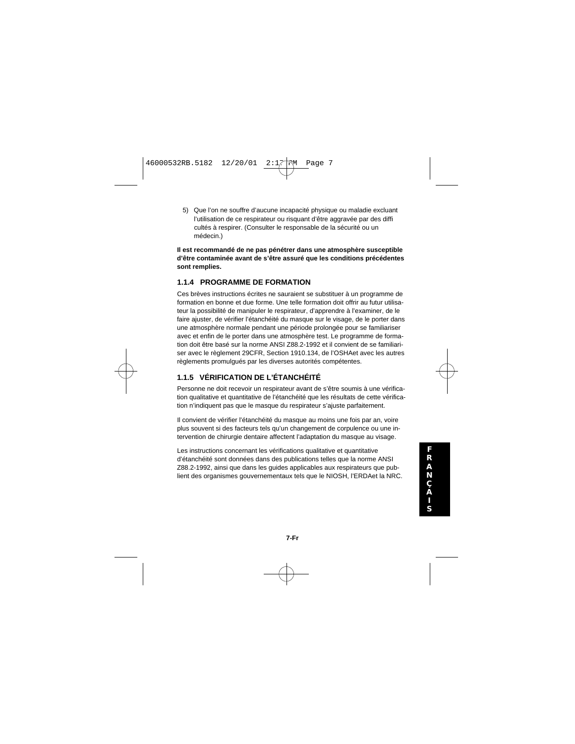5) Que l'on ne souffre d'aucune incapacité physique ou maladie excluant l'utilisation de ce respirateur ou risquant d'être aggravée par des difficultés à respirer. (Consulter le responsable de la sécurité ou un médecin.)

**Il est recommandé de ne pas pénétrer dans une atmosphère susceptible d'être contaminée avant de s'être assuré que les conditions précédentes sont remplies.**

### 1.1.4 PROGRAMME DE FORMATION

Ces brèves instructions écrites ne sauraient se substituer à un programme de formation en bonne et due forme. Une telle formation doit offrir au futur utilisateur la possibilité de manipuler le respirateur, d'apprendre à l'examiner, de le faire ajuster, de vérifier l'étanchéité du masque sur le visage, de le porter dans une atmosphère normale pendant une période prolongée pour se familiariser avec et enfin de le porter dans une atmosphère test. Le programme de formation doit être basé sur la norme ANSI Z88.2-1992 et il convient de se familiariser avec le règlement 29CFR, Section 1910.134, de l'OSHAet avec les autres règlements promulgués par les diverses autorités compétentes.

### 1.1.5 VÉRIFICATION DE L'ÉTANCHÉITÉ

Personne ne doit recevoir un respirateur avant de s'être soumis à une vérification qualitative et quantitative de l'étanchéité que les résultats de cette vérification n'indiquent pas que le masque du respirateur s'ajuste parfaitement.

Il convient de vérifier l'étanchéité du masque au moins une fois par an, voire plus souvent si des facteurs tels qu'un changement de corpulence ou une intervention de chirurgie dentaire affectent l'adaptation du masque au visage.

Les instructions concernant les vérifications qualitative et quantitative d'étanchéité sont données dans des publications telles que la norme ANSI Z88.2-1992, ainsi que dans les guides applicables aux respirateurs que publient des organismes gouvernementaux tels que le NIOSH, l'ERDAet la NRC.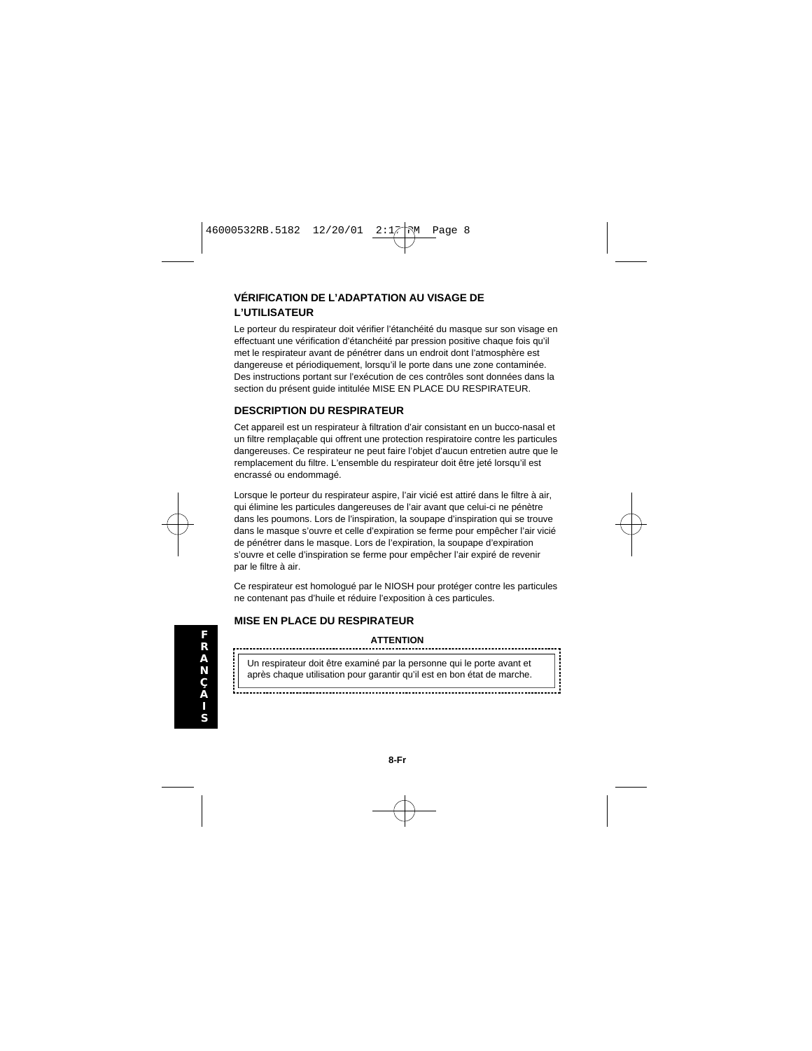## VÉRIFICATION DE L'ADAPTATION AU VISAGE DE L'UTILISATEUR

Le porteur du respirateur doit vérifier l'étanchéité du masque sur son visage en effectuant une vérification d'étanchéité par pression positive chaque fois qu'il met le respirateur avant de pénétrer dans un endroit dont l'atmosphère est dangereuse et périodiquement, lorsqu'il le porte dans une zone contaminée. Des instructions portant sur l'exécution de ces contrôles sont données dans la section du présent guide intitulée MISE EN PLACE DU RESPIRATEUR.

## DESCRIPTION DU RESPIRATEUR

Cet appareil est un respirateur à filtration d'air consistant en un bucco-nasal et un filtre remplaçable qui offrent une protection respiratoire contre les particules dangereuses. Ce respirateur ne peut faire l'objet d'aucun entretien autre que le remplacement du filtre. L'ensemble du respirateur doit être jeté lorsqu'il est encrassé ou endommagé.

Lorsque le porteur du respirateur aspire, l'air vicié est attiré dans le filtre à air, qui élimine les particules dangereuses de l'air avant que celui-ci ne pénètre dans les poumons. Lors de l'inspiration, la soupape d'inspiration qui se trouve dans le masque s'ouvre et celle d'expiration se ferme pour empêcher l'air vicié de pénétrer dans le masque. Lors de l'expiration, la soupape d'expiration s'ouvre et celle d'inspiration se ferme pour empêcher l'air expiré de revenir par le filtre à air.

Ce respirateur est homologué par le NIOSH pour protéger contre les particules ne contenant pas d'huile et réduire l'exposition à ces particules.

## MISE EN PLACE DU RESPIRATEUR

**ATTENTION**

Un respirateur doit être examiné par la personne qui le porte avant et après chaque utilisation pour garantir qu'il est en bon état de marche.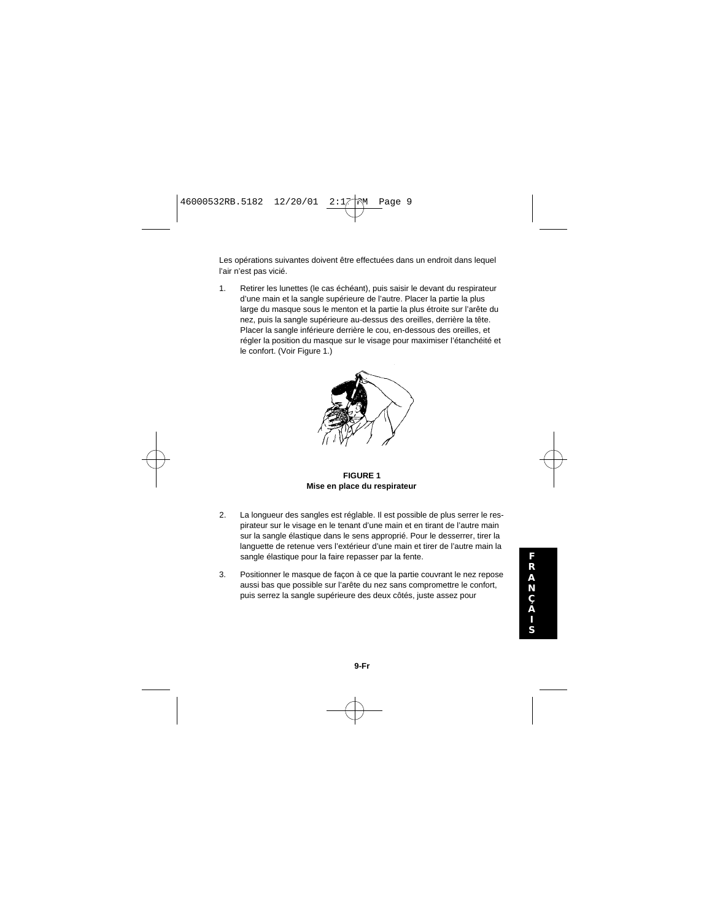Les opérations suivantes doivent être effectuées dans un endroit dans lequel l'air n'est pas vicié.

1. Retirer les lunettes (le cas échéant), puis saisir le devant du respirateur d'une main et la sangle supérieure de l'autre. Placer la partie la plus large du masque sous le menton et la partie la plus étroite sur l'arête du nez, puis la sangle supérieure au-dessus des oreilles, derrière la tête. Placer la sangle inférieure derrière le cou, en-dessous des oreilles, et régler la position du masque sur le visage pour maximiser l'étanchéité et le confort. (Voir Figure 1.)

**FIGURE 1**
**Mise en place du respirateur**

2. La longueur des sangles est réglable. Il est possible de plus serrer le respirateur sur le visage en le tenant d'une main et en tirant de l'autre main sur la sangle élastique dans le sens approprié. Pour le desserrer, tirer la languette de retenue vers l'extérieur d'une main et tirer de l'autre main la sangle élastique pour la faire repasser par la fente.

3. Positionner le masque de façon à ce que la partie couvrant le nez repose aussi bas que possible sur l'arête du nez sans compromettre le confort, puis serrez la sangle supérieure des deux côtés, juste assez pour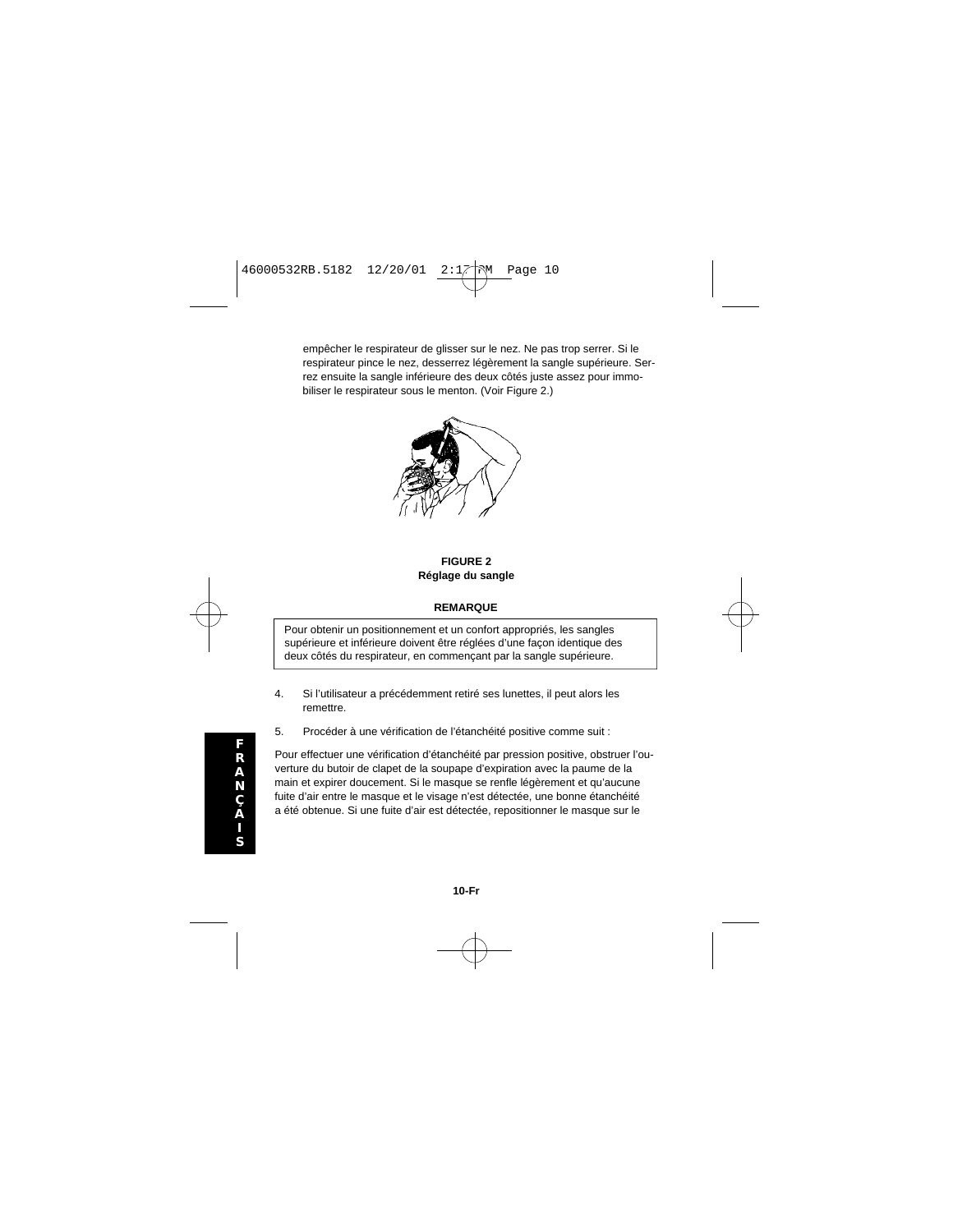empêcher le respirateur de glisser sur le nez. Ne pas trop serrer. Si le respirateur pince le nez, desserrez légèrement la sangle supérieure. Serrez ensuite la sangle inférieure des deux côtés juste assez pour immobiliser le respirateur sous le menton. (Voir Figure 2.)

**FIGURE 2**
**Réglage du sangle**

**REMARQUE**

Pour obtenir un positionnement et un confort appropriés, les sangles supérieure et inférieure doivent être réglées d'une façon identique des deux côtés du respirateur, en commençant par la sangle supérieure.

4. Si l'utilisateur a précédemment retiré ses lunettes, il peut alors les remettre.

5. Procéder à une vérification de l'étanchéité positive comme suit :

Pour effectuer une vérification d'étanchéité par pression positive, obstruer l'ouverture du butoir de clapet de la soupape d'expiration avec la paume de la main et expirer doucement. Si le masque se renfle légèrement et qu'aucune fuite d'air entre le masque et le visage n'est détectée, une bonne étanchéité a été obtenue. Si une fuite d'air est détectée, repositionner le masque sur le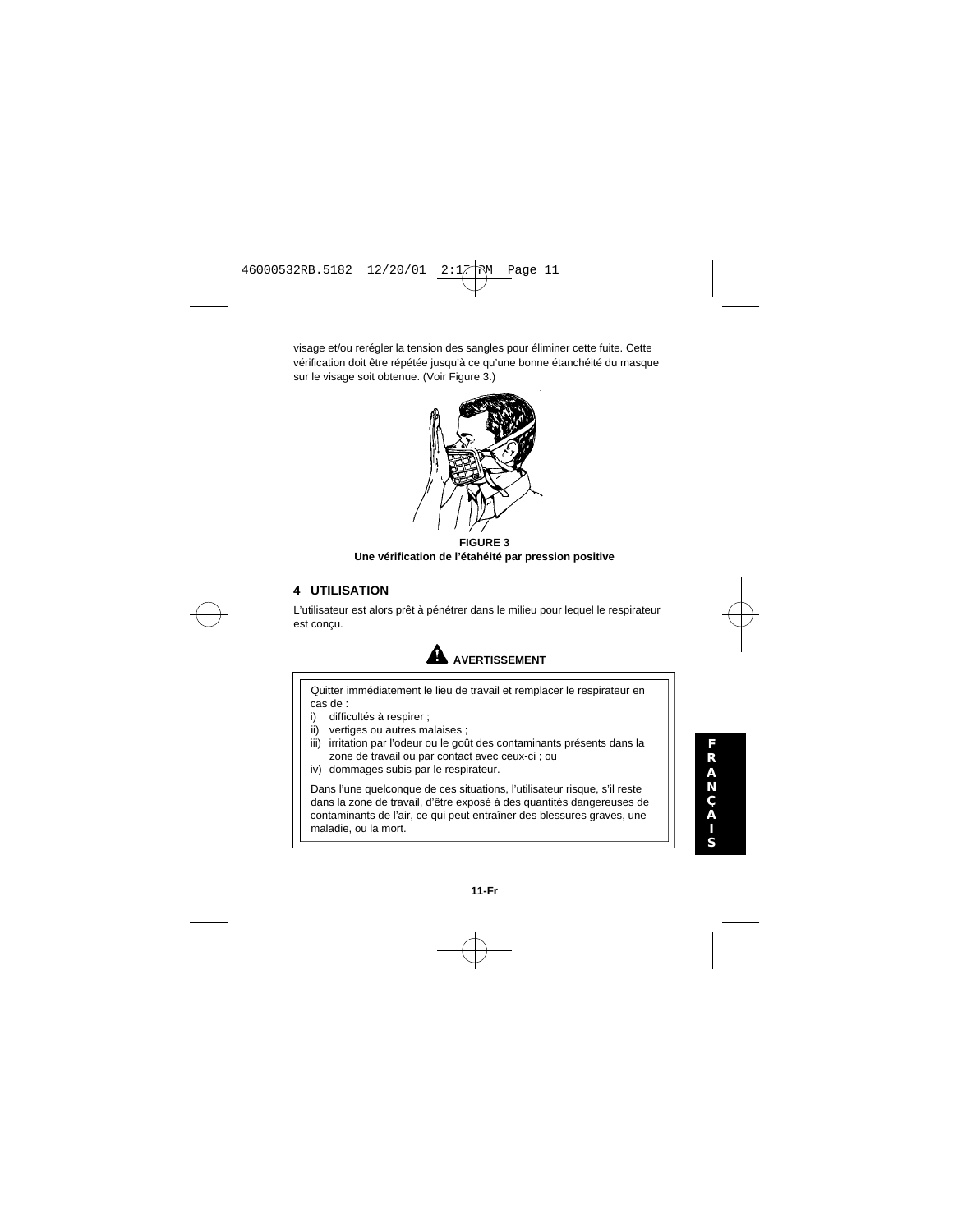visage et/ou rerégler la tension des sangles pour éliminer cette fuite. Cette vérification doit être répétée jusqu'à ce qu'une bonne étanchéité du masque sur le visage soit obtenue. (Voir Figure 3.)

**FIGURE 3**
**Une vérification de l'étahéité par pression positive**

## 4 UTILISATION

L'utilisateur est alors prêt à pénétrer dans le milieu pour lequel le respirateur est conçu.

**AVERTISSEMENT**

Quitter immédiatement le lieu de travail et remplacer le respirateur en cas de :

i) difficultés à respirer ;
ii) vertiges ou autres malaises ;
iii) irritation par l'odeur ou le goût des contaminants présents dans la zone de travail ou par contact avec ceux-ci ; ou
iv) dommages subis par le respirateur.

Dans l'une quelconque de ces situations, l'utilisateur risque, s'il reste dans la zone de travail, d'être exposé à des quantités dangereuses de contaminants de l'air, ce qui peut entraîner des blessures graves, une maladie, ou la mort.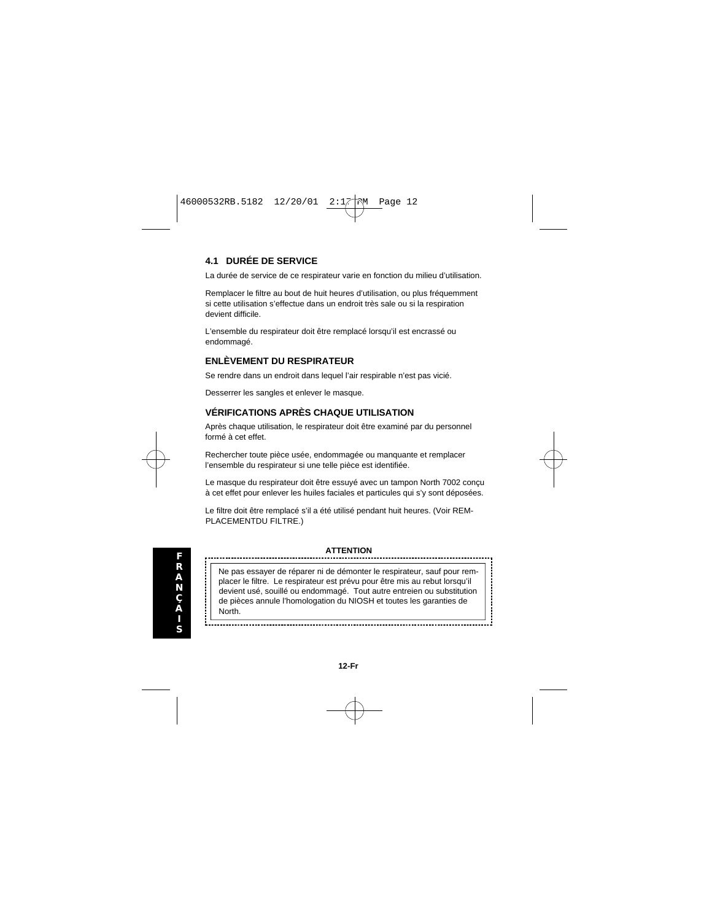## 4.1 DURÉE DE SERVICE

La durée de service de ce respirateur varie en fonction du milieu d'utilisation.

Remplacer le filtre au bout de huit heures d'utilisation, ou plus fréquemment si cette utilisation s'effectue dans un endroit très sale ou si la respiration devient difficile.

L'ensemble du respirateur doit être remplacé lorsqu'il est encrassé ou endommagé.

## ENLÈVEMENT DU RESPIRATEUR

Se rendre dans un endroit dans lequel l'air respirable n'est pas vicié.

Desserrer les sangles et enlever le masque.

## VÉRIFICATIONS APRÈS CHAQUE UTILISATION

Après chaque utilisation, le respirateur doit être examiné par du personnel formé à cet effet.

Rechercher toute pièce usée, endommagée ou manquante et remplacer l'ensemble du respirateur si une telle pièce est identifiée.

Le masque du respirateur doit être essuyé avec un tampon North 7002 conçu à cet effet pour enlever les huiles faciales et particules qui s'y sont déposées.

Le filtre doit être remplacé s'il a été utilisé pendant huit heures. (Voir REMPLACEMENTDU FILTRE.)

**ATTENTION**

Ne pas essayer de réparer ni de démonter le respirateur, sauf pour remplacer le filtre. Le respirateur est prévu pour être mis au rebut lorsqu'il devient usé, souillé ou endommagé. Tout autre entreien ou substitution de pièces annule l'homologation du NIOSH et toutes les garanties de North.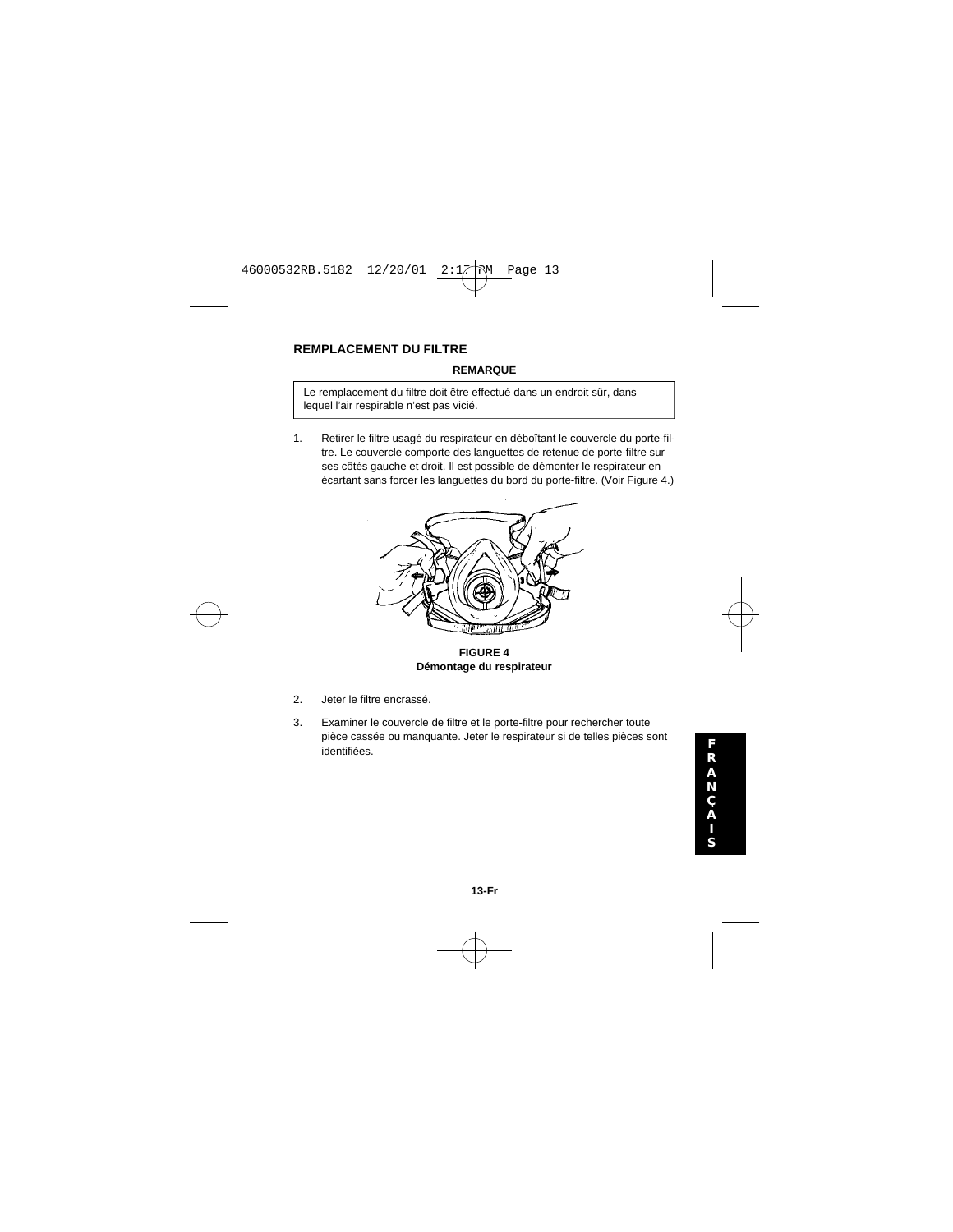## REMPLACEMENT DU FILTRE

**REMARQUE**

Le remplacement du filtre doit être effectué dans un endroit sûr, dans lequel l'air respirable n'est pas vicié.

1. Retirer le filtre usagé du respirateur en déboîtant le couvercle du porte-filtre. Le couvercle comporte des languettes de retenue de porte-filtre sur ses côtés gauche et droit. Il est possible de démonter le respirateur en écartant sans forcer les languettes du bord du porte-filtre. (Voir Figure 4.)

**FIGURE 4**
**Démontage du respirateur**

2. Jeter le filtre encrassé.

3. Examiner le couvercle de filtre et le porte-filtre pour rechercher toute pièce cassée ou manquante. Jeter le respirateur si de telles pièces sont identifiées.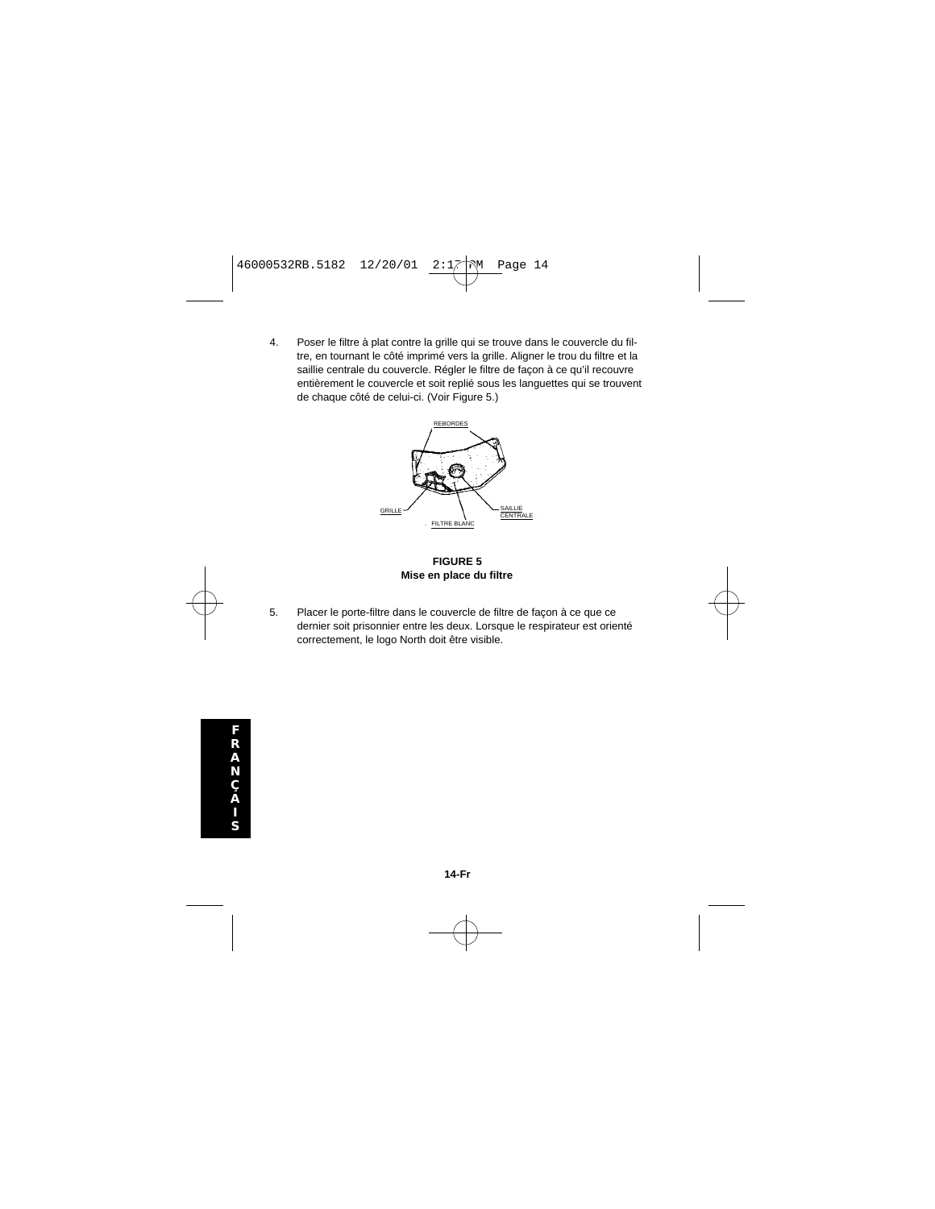4. Poser le filtre à plat contre la grille qui se trouve dans le couvercle du filtre, en tournant le côté imprimé vers la grille. Aligner le trou du filtre et la saillie centrale du couvercle. Régler le filtre de façon à ce qu'il recouvre entièrement le couvercle et soit replié sous les languettes qui se trouvent de chaque côté de celui-ci. (Voir Figure 5.)

REBORDES

GRILLE

FILTRE BLANC

SAILLIE CENTRALE

**FIGURE 5**
**Mise en place du filtre**

5. Placer le porte-filtre dans le couvercle de filtre de façon à ce que ce dernier soit prisonnier entre les deux. Lorsque le respirateur est orienté correctement, le logo North doit être visible.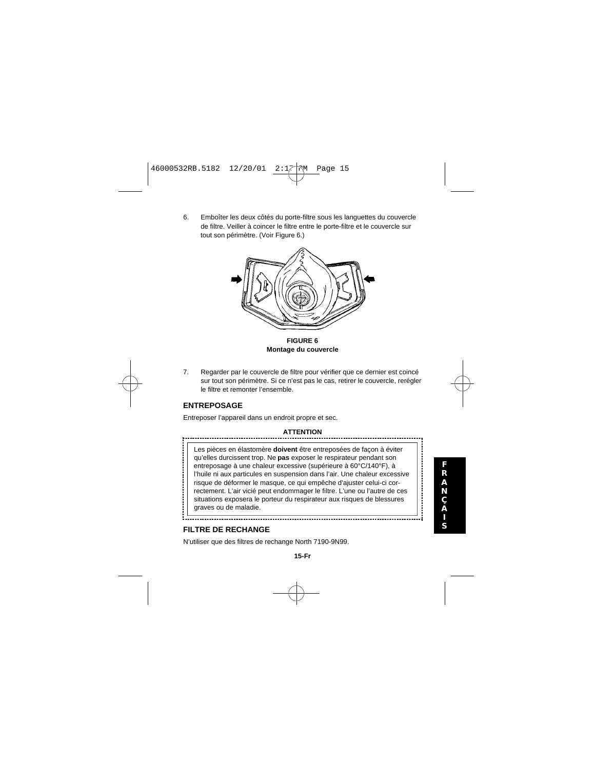6. Emboîter les deux côtés du porte-filtre sous les languettes du couvercle de filtre. Veiller à coincer le filtre entre le porte-filtre et le couvercle sur tout son périmètre. (Voir Figure 6.)

**FIGURE 6**
**Montage du couvercle**

7. Regarder par le couvercle de filtre pour vérifier que ce dernier est coincé sur tout son périmètre. Si ce n'est pas le cas, retirer le couvercle, rerégler le filtre et remonter l'ensemble.

## ENTREPOSAGE

Entreposer l'appareil dans un endroit propre et sec.

**ATTENTION**

Les pièces en élastomère **doivent** être entreposées de façon à éviter qu'elles durcissent trop. Ne **pas** exposer le respirateur pendant son entreposage à une chaleur excessive (supérieure à 60°C/140°F), à l'huile ni aux particules en suspension dans l'air. Une chaleur excessive risque de déformer le masque, ce qui empêche d'ajuster celui-ci correctement. L'air vicié peut endommager le filtre. L'une ou l'autre de ces situations exposera le porteur du respirateur aux risques de blessures graves ou de maladie.

## FILTRE DE RECHANGE

N'utiliser que des filtres de rechange North 7190-9N99.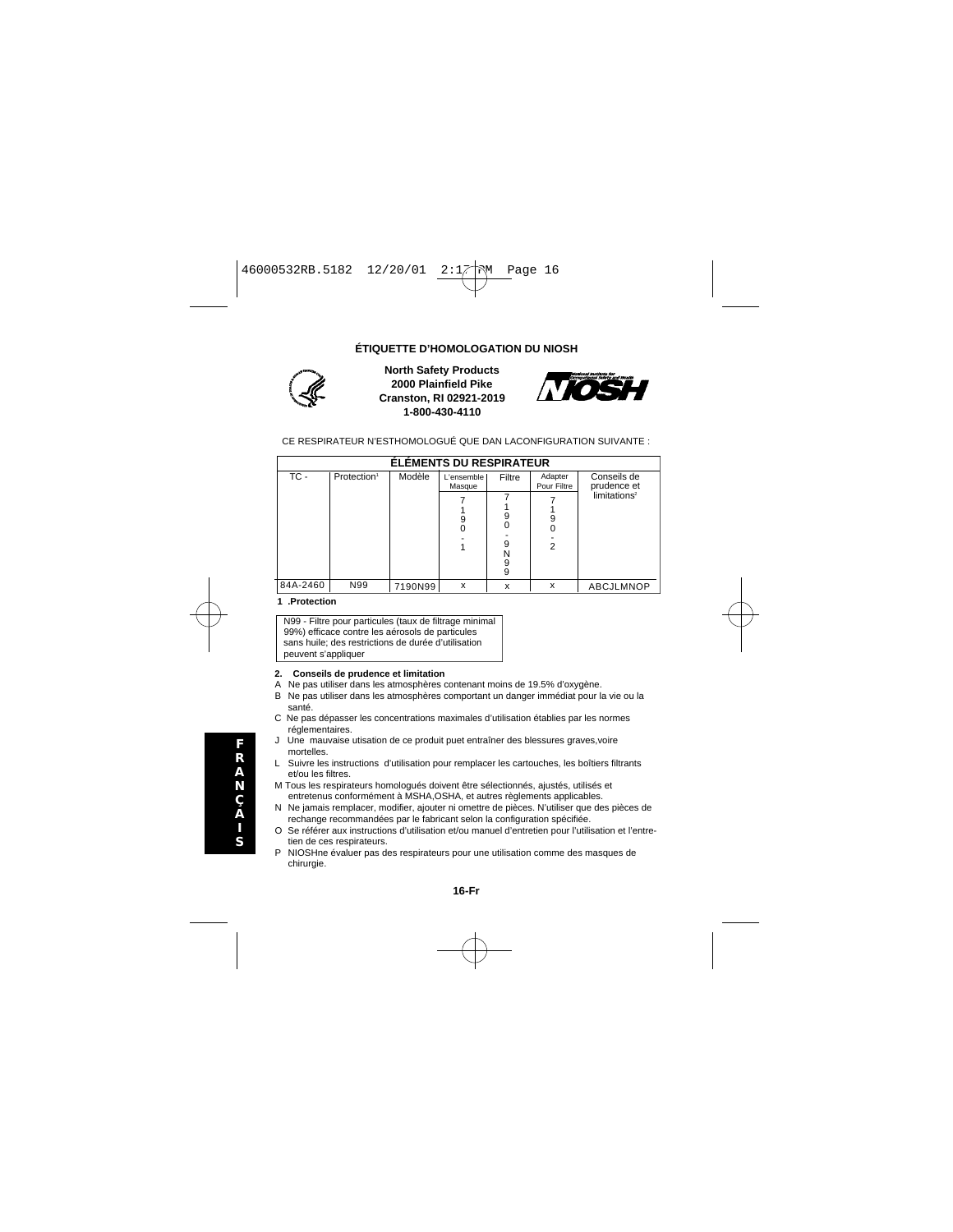## ÉTIQUETTE D'HOMOLOGATION DU NIOSH

**North Safety Products**
**2000 Plainfield Pike**
**Cranston, RI 02921-2019**
**1-800-430-4110**

CE RESPIRATEUR N'ESTHOMOLOGUÉ QUE DAN LACONFIGURATION SUIVANTE :

| ÉLÉMENTS DU RESPIRATEUR | | | | | | |
|---|---|---|---|---|---|---|
| TC - | Protection[1] | Modèle | L'ensemble Masque<br>7190-1 | Filtre<br>7190-9N99 | Adapter Pour Filtre<br>7190-2 | Conseils de prudence et limitations[2] |
| 84A-2460 | N99 | 7190N99 | x | x | x | ABCJLMNOP |

**1 .Protection**

N99 - Filtre pour particules (taux de filtrage minimal 99%) efficace contre les aérosols de particules sans huile; des restrictions de durée d'utilisation peuvent s'appliquer

**2. Conseils de prudence et limitation**

A Ne pas utiliser dans les atmosphères contenant moins de 19.5% d'oxygène.
B Ne pas utiliser dans les atmosphères comportant un danger immédiat pour la vie ou la santé.
C Ne pas dépasser les concentrations maximales d'utilisation établies par les normes réglementaires.
J Une mauvaise utisation de ce produit puet entraîner des blessures graves,voire mortelles.
L Suivre les instructions d'utilisation pour remplacer les cartouches, les boîtiers filtrants et/ou les filtres.
M Tous les respirateurs homologués doivent être sélectionnés, ajustés, utilisés et entretenus conformément à MSHA,OSHA, et autres règlements applicables.
N Ne jamais remplacer, modifier, ajouter ni omettre de pièces. N'utiliser que des pièces de rechange recommandées par le fabricant selon la configuration spécifiée.
O Se référer aux instructions d'utilisation et/ou manuel d'entretien pour l'utilisation et l'entretien de ces respirateurs.
P NIOSHne évaluer pas des respirateurs pour une utilisation comme des masques de chirurgie.

FRANÇAIS